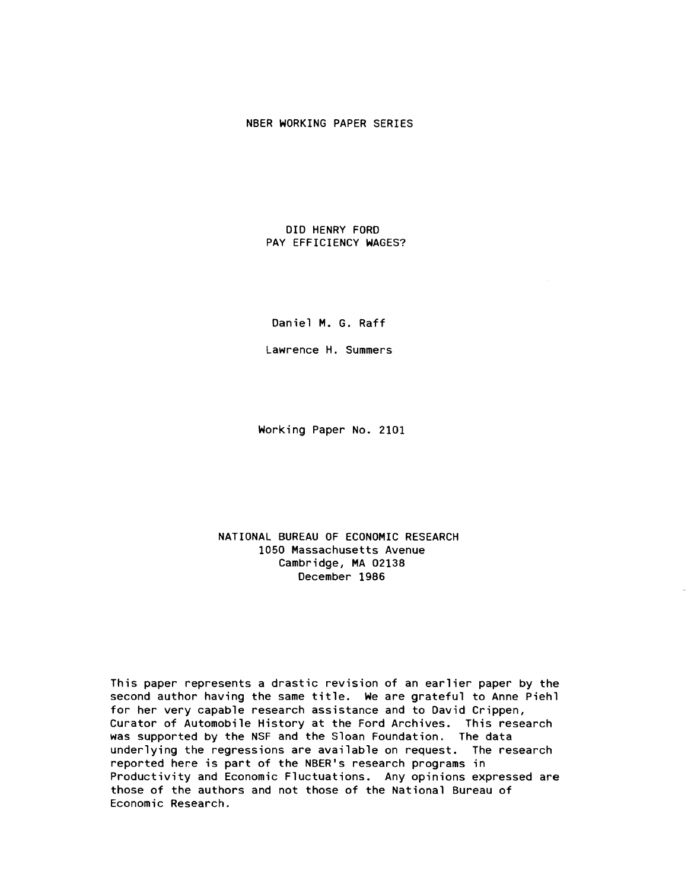NBER WORKING PAPER SERIES

# DID HENRY FORD PAY EFFICIENCY WAGES?

Daniel M. G. Raff

Lawrence H. Summers

Working Paper No. 2101

NATIONAL BUREAU OF ECONOMIC RESEARCH
1050 Massachusetts Avenue
Cambridge, MA 02138
December 1986

This paper represents a drastic revision of an earlier paper by the second author having the same title. We are grateful to Anne Piehl for her very capable research assistance and to David Crippen, Curator of Automobile History at the Ford Archives. This research was supported by the NSF and the Sloan Foundation. The data underlying the regressions are available on request. The research reported here is part of the NBER's research programs in Productivity and Economic Fluctuations. Any opinions expressed are those of the authors and not those of the National Bureau of Economic Research.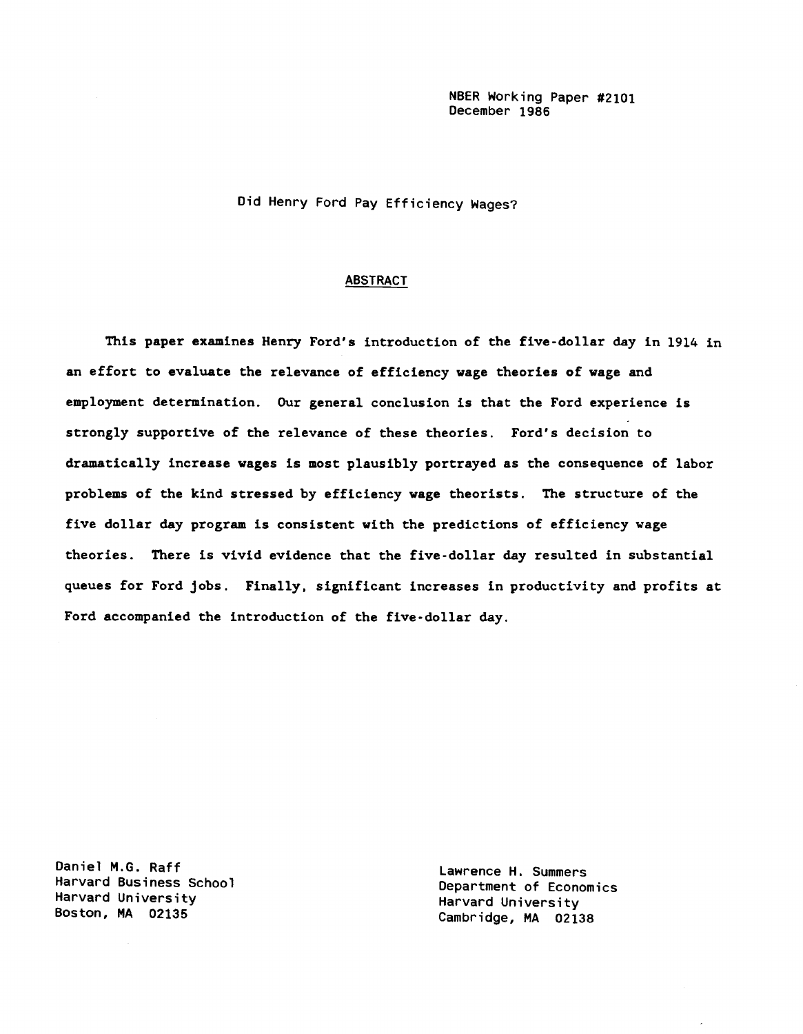NBER Working Paper #2101
December 1986

Did Henry Ford Pay Efficiency Wages?

## ABSTRACT

This paper examines Henry Ford's introduction of the five-dollar day in 1914 in an effort to evaluate the relevance of efficiency wage theories of wage and employment determination. Our general conclusion is that the Ford experience is strongly supportive of the relevance of these theories. Ford's decision to dramatically increase wages is most plausibly portrayed as the consequence of labor problems of the kind stressed by efficiency wage theorists. The structure of the five dollar day program is consistent with the predictions of efficiency wage theories. There is vivid evidence that the five-dollar day resulted in substantial queues for Ford jobs. Finally, significant increases in productivity and profits at Ford accompanied the introduction of the five-dollar day.

Daniel M.G. Raff
Harvard Business School
Harvard University
Boston, MA 02135

Lawrence H. Summers
Department of Economics
Harvard University
Cambridge, MA 02138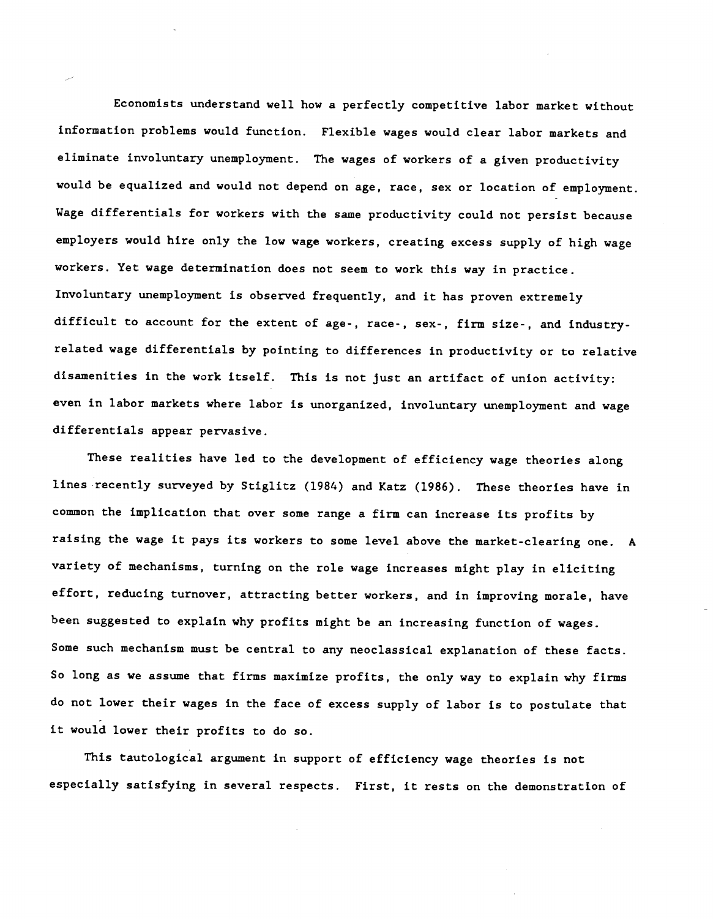Economists understand well how a perfectly competitive labor market without information problems would function. Flexible wages would clear labor markets and eliminate involuntary unemployment. The wages of workers of a given productivity would be equalized and would not depend on age, race, sex or location of employment. Wage differentials for workers with the same productivity could not persist because employers would hire only the low wage workers, creating excess supply of high wage workers. Yet wage determination does not seem to work this way in practice. Involuntary unemployment is observed frequently, and it has proven extremely difficult to account for the extent of age-, race-, sex-, firm size-, and industry-related wage differentials by pointing to differences in productivity or to relative disamenities in the work itself. This is not just an artifact of union activity: even in labor markets where labor is unorganized, involuntary unemployment and wage differentials appear pervasive.

These realities have led to the development of efficiency wage theories along lines recently surveyed by Stiglitz (1984) and Katz (1986). These theories have in common the implication that over some range a firm can increase its profits by raising the wage it pays its workers to some level above the market-clearing one. A variety of mechanisms, turning on the role wage increases might play in eliciting effort, reducing turnover, attracting better workers, and in improving morale, have been suggested to explain why profits might be an increasing function of wages. Some such mechanism must be central to any neoclassical explanation of these facts. So long as we assume that firms maximize profits, the only way to explain why firms do not lower their wages in the face of excess supply of labor is to postulate that it would lower their profits to do so.

This tautological argument in support of efficiency wage theories is not especially satisfying in several respects. First, it rests on the demonstration of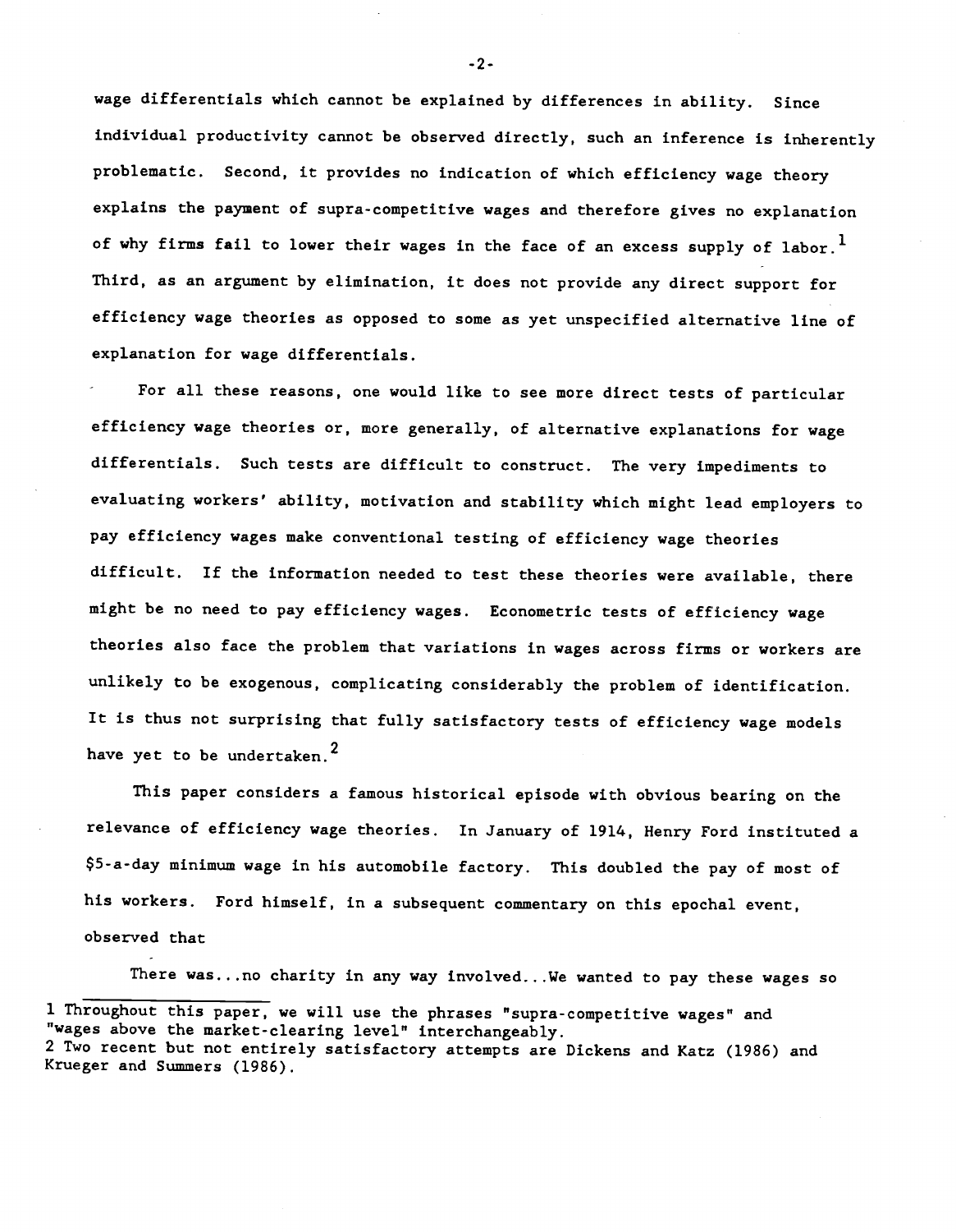wage differentials which cannot be explained by differences in ability. Since individual productivity cannot be observed directly, such an inference is inherently problematic. Second, it provides no indication of which efficiency wage theory explains the payment of supra-competitive wages and therefore gives no explanation of why firms fail to lower their wages in the face of an excess supply of labor.[1] Third, as an argument by elimination, it does not provide any direct support for efficiency wage theories as opposed to some as yet unspecified alternative line of explanation for wage differentials.

For all these reasons, one would like to see more direct tests of particular efficiency wage theories or, more generally, of alternative explanations for wage differentials. Such tests are difficult to construct. The very impediments to evaluating workers' ability, motivation and stability which might lead employers to pay efficiency wages make conventional testing of efficiency wage theories difficult. If the information needed to test these theories were available, there might be no need to pay efficiency wages. Econometric tests of efficiency wage theories also face the problem that variations in wages across firms or workers are unlikely to be exogenous, complicating considerably the problem of identification. It is thus not surprising that fully satisfactory tests of efficiency wage models have yet to be undertaken.[2]

This paper considers a famous historical episode with obvious bearing on the relevance of efficiency wage theories. In January of 1914, Henry Ford instituted a $5-a-day minimum wage in his automobile factory. This doubled the pay of most of his workers. Ford himself, in a subsequent commentary on this epochal event, observed that

There was...no charity in any way involved...We wanted to pay these wages so

---

1 Throughout this paper, we will use the phrases "supra-competitive wages" and "wages above the market-clearing level" interchangeably.

2 Two recent but not entirely satisfactory attempts are Dickens and Katz (1986) and Krueger and Summers (1986).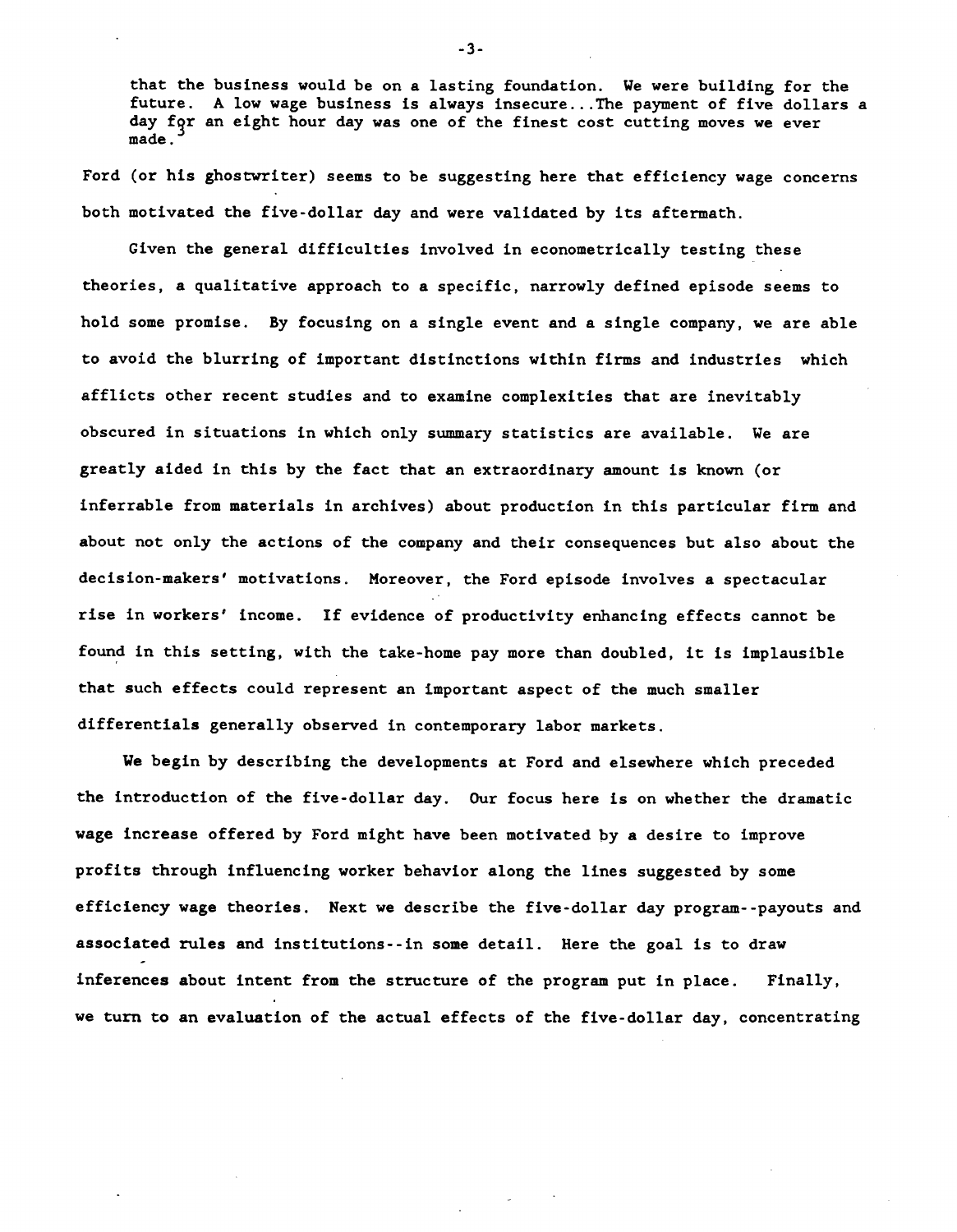that the business would be on a lasting foundation. We were building for the future. A low wage business is always insecure...The payment of five dollars a day for an eight hour day was one of the finest cost cutting moves we ever made.[3]

Ford (or his ghostwriter) seems to be suggesting here that efficiency wage concerns both motivated the five-dollar day and were validated by its aftermath.

Given the general difficulties involved in econometrically testing these theories, a qualitative approach to a specific, narrowly defined episode seems to hold some promise. By focusing on a single event and a single company, we are able to avoid the blurring of important distinctions within firms and industries which afflicts other recent studies and to examine complexities that are inevitably obscured in situations in which only summary statistics are available. We are greatly aided in this by the fact that an extraordinary amount is known (or inferrable from materials in archives) about production in this particular firm and about not only the actions of the company and their consequences but also about the decision-makers' motivations. Moreover, the Ford episode involves a spectacular rise in workers' income. If evidence of productivity enhancing effects cannot be found in this setting, with the take-home pay more than doubled, it is implausible that such effects could represent an important aspect of the much smaller differentials generally observed in contemporary labor markets.

We begin by describing the developments at Ford and elsewhere which preceded the introduction of the five-dollar day. Our focus here is on whether the dramatic wage increase offered by Ford might have been motivated by a desire to improve profits through influencing worker behavior along the lines suggested by some efficiency wage theories. Next we describe the five-dollar day program--payouts and associated rules and institutions--in some detail. Here the goal is to draw inferences about intent from the structure of the program put in place. Finally, we turn to an evaluation of the actual effects of the five-dollar day, concentrating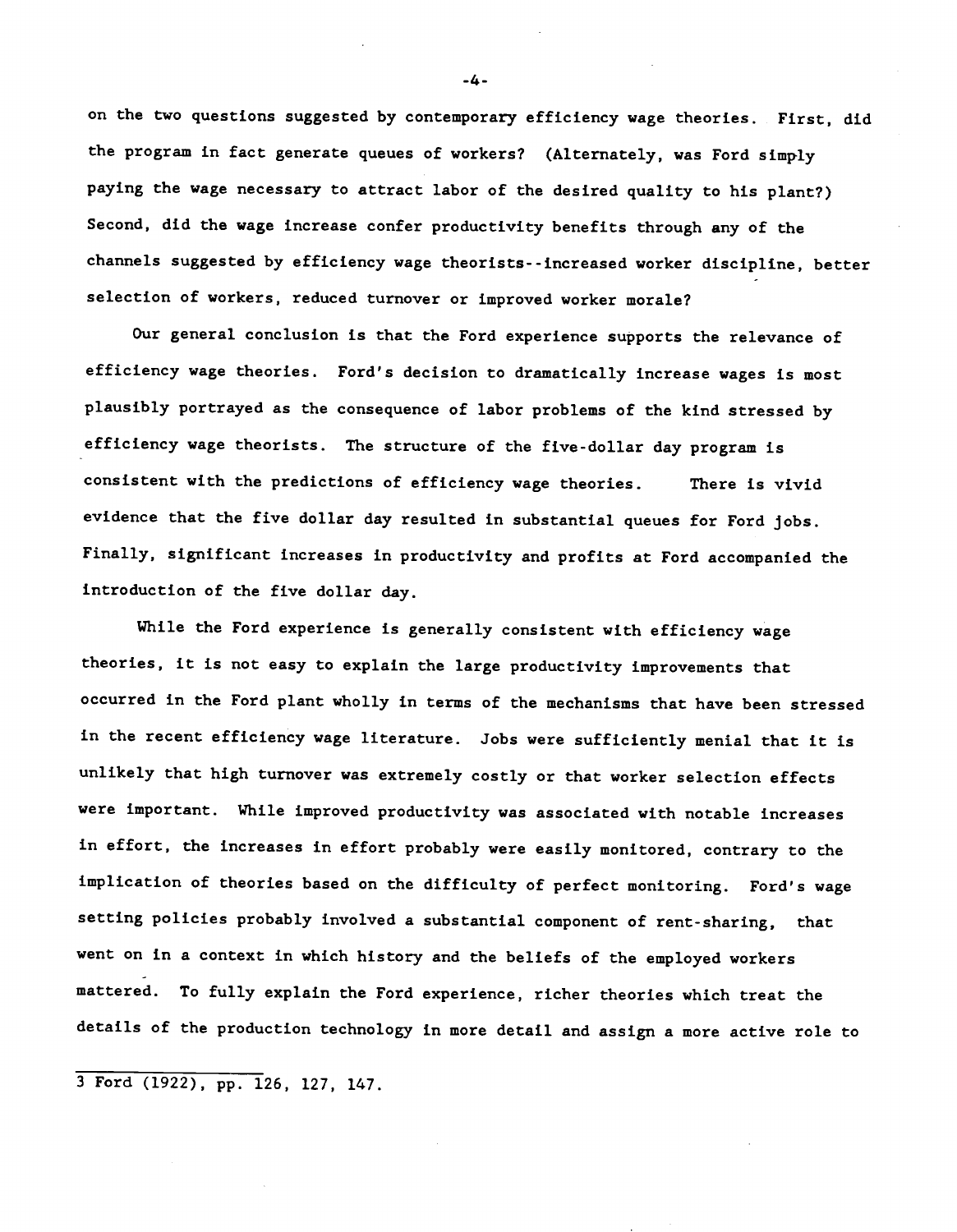on the two questions suggested by contemporary efficiency wage theories. First, did the program in fact generate queues of workers? (Alternately, was Ford simply paying the wage necessary to attract labor of the desired quality to his plant?) Second, did the wage increase confer productivity benefits through any of the channels suggested by efficiency wage theorists--increased worker discipline, better selection of workers, reduced turnover or improved worker morale?

Our general conclusion is that the Ford experience supports the relevance of efficiency wage theories. Ford's decision to dramatically increase wages is most plausibly portrayed as the consequence of labor problems of the kind stressed by efficiency wage theorists. The structure of the five-dollar day program is consistent with the predictions of efficiency wage theories. There is vivid evidence that the five dollar day resulted in substantial queues for Ford jobs. Finally, significant increases in productivity and profits at Ford accompanied the introduction of the five dollar day.

While the Ford experience is generally consistent with efficiency wage theories, it is not easy to explain the large productivity improvements that occurred in the Ford plant wholly in terms of the mechanisms that have been stressed in the recent efficiency wage literature. Jobs were sufficiently menial that it is unlikely that high turnover was extremely costly or that worker selection effects were important. While improved productivity was associated with notable increases in effort, the increases in effort probably were easily monitored, contrary to the implication of theories based on the difficulty of perfect monitoring. Ford's wage setting policies probably involved a substantial component of rent-sharing, that went on in a context in which history and the beliefs of the employed workers mattered. To fully explain the Ford experience, richer theories which treat the details of the production technology in more detail and assign a more active role to

3 Ford (1922), pp. 126, 127, 147.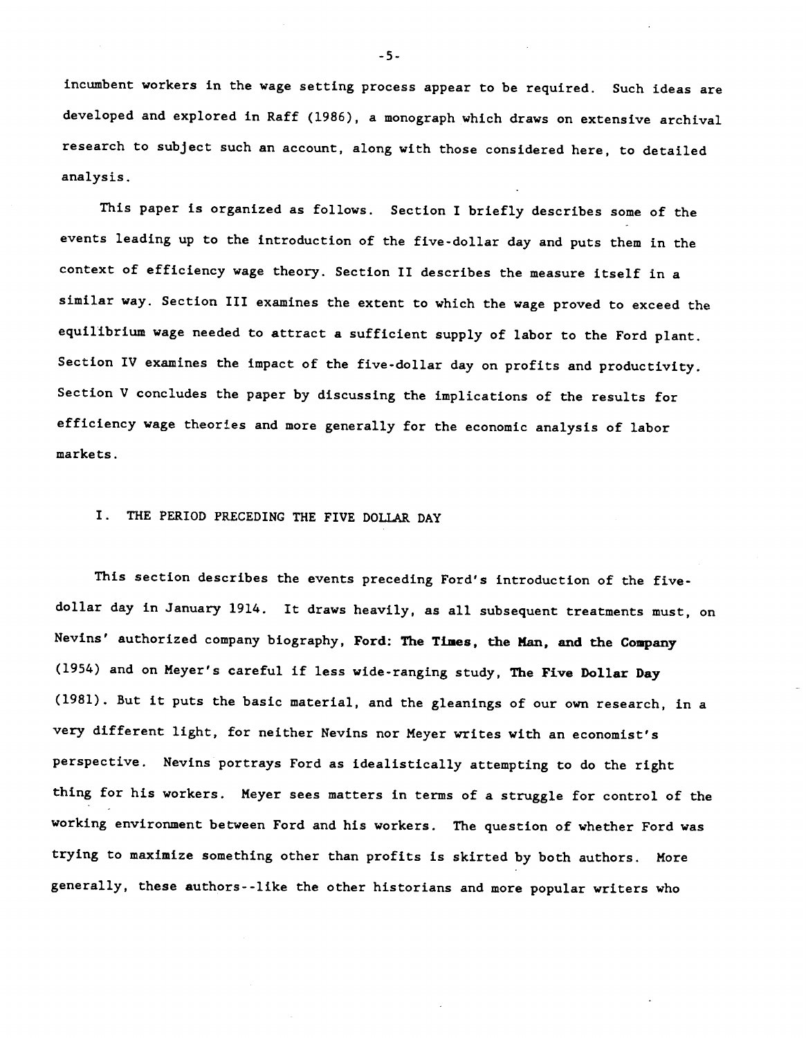incumbent workers in the wage setting process appear to be required. Such ideas are developed and explored in Raff (1986), a monograph which draws on extensive archival research to subject such an account, along with those considered here, to detailed analysis.

This paper is organized as follows. Section I briefly describes some of the events leading up to the introduction of the five-dollar day and puts them in the context of efficiency wage theory. Section II describes the measure itself in a similar way. Section III examines the extent to which the wage proved to exceed the equilibrium wage needed to attract a sufficient supply of labor to the Ford plant. Section IV examines the impact of the five-dollar day on profits and productivity. Section V concludes the paper by discussing the implications of the results for efficiency wage theories and more generally for the economic analysis of labor markets.

## I. THE PERIOD PRECEDING THE FIVE DOLLAR DAY

This section describes the events preceding Ford's introduction of the five-dollar day in January 1914. It draws heavily, as all subsequent treatments must, on Nevins' authorized company biography, **Ford: The Times, the Man, and the Company** (1954) and on Meyer's careful if less wide-ranging study, **The Five Dollar Day** (1981). But it puts the basic material, and the gleanings of our own research, in a very different light, for neither Nevins nor Meyer writes with an economist's perspective. Nevins portrays Ford as idealistically attempting to do the right thing for his workers. Meyer sees matters in terms of a struggle for control of the working environment between Ford and his workers. The question of whether Ford was trying to maximize something other than profits is skirted by both authors. More generally, these authors--like the other historians and more popular writers who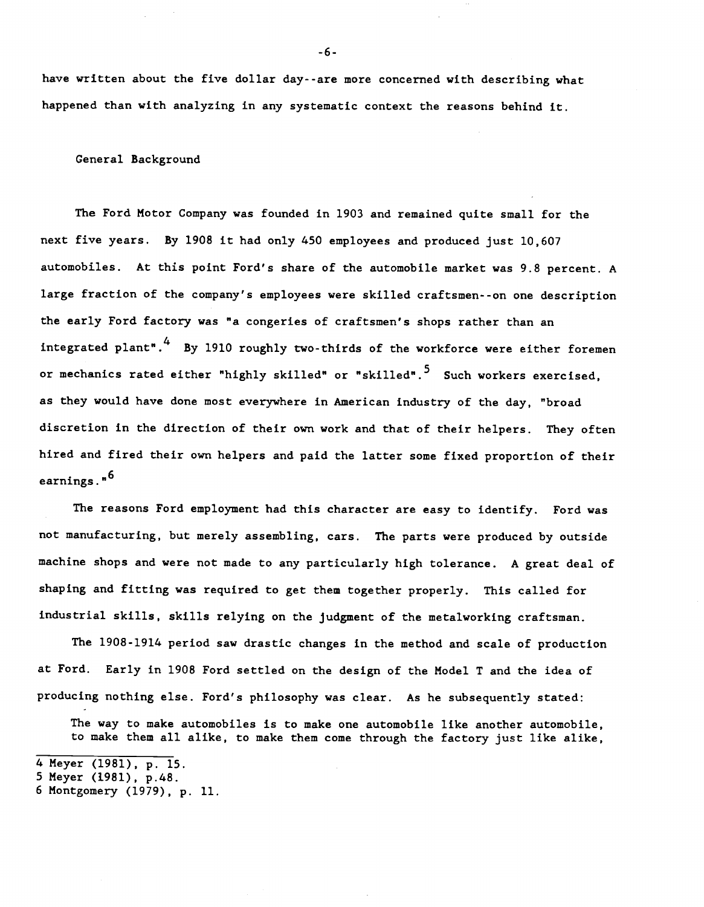have written about the five dollar day--are more concerned with describing what happened than with analyzing in any systematic context the reasons behind it.

## General Background

The Ford Motor Company was founded in 1903 and remained quite small for the next five years. By 1908 it had only 450 employees and produced just 10,607 automobiles. At this point Ford's share of the automobile market was 9.8 percent. A large fraction of the company's employees were skilled craftsmen--on one description the early Ford factory was "a congeries of craftsmen's shops rather than an integrated plant".[4] By 1910 roughly two-thirds of the workforce were either foremen or mechanics rated either "highly skilled" or "skilled".[5] Such workers exercised, as they would have done most everywhere in American industry of the day, "broad discretion in the direction of their own work and that of their helpers. They often hired and fired their own helpers and paid the latter some fixed proportion of their earnings."[6]

The reasons Ford employment had this character are easy to identify. Ford was not manufacturing, but merely assembling, cars. The parts were produced by outside machine shops and were not made to any particularly high tolerance. A great deal of shaping and fitting was required to get them together properly. This called for industrial skills, skills relying on the judgment of the metalworking craftsman.

The 1908-1914 period saw drastic changes in the method and scale of production at Ford. Early in 1908 Ford settled on the design of the Model T and the idea of producing nothing else. Ford's philosophy was clear. As he subsequently stated:

> The way to make automobiles is to make one automobile like another automobile, to make them all alike, to make them come through the factory just like alike,

---

4 Meyer (1981), p. 15.
5 Meyer (1981), p.48.
6 Montgomery (1979), p. 11.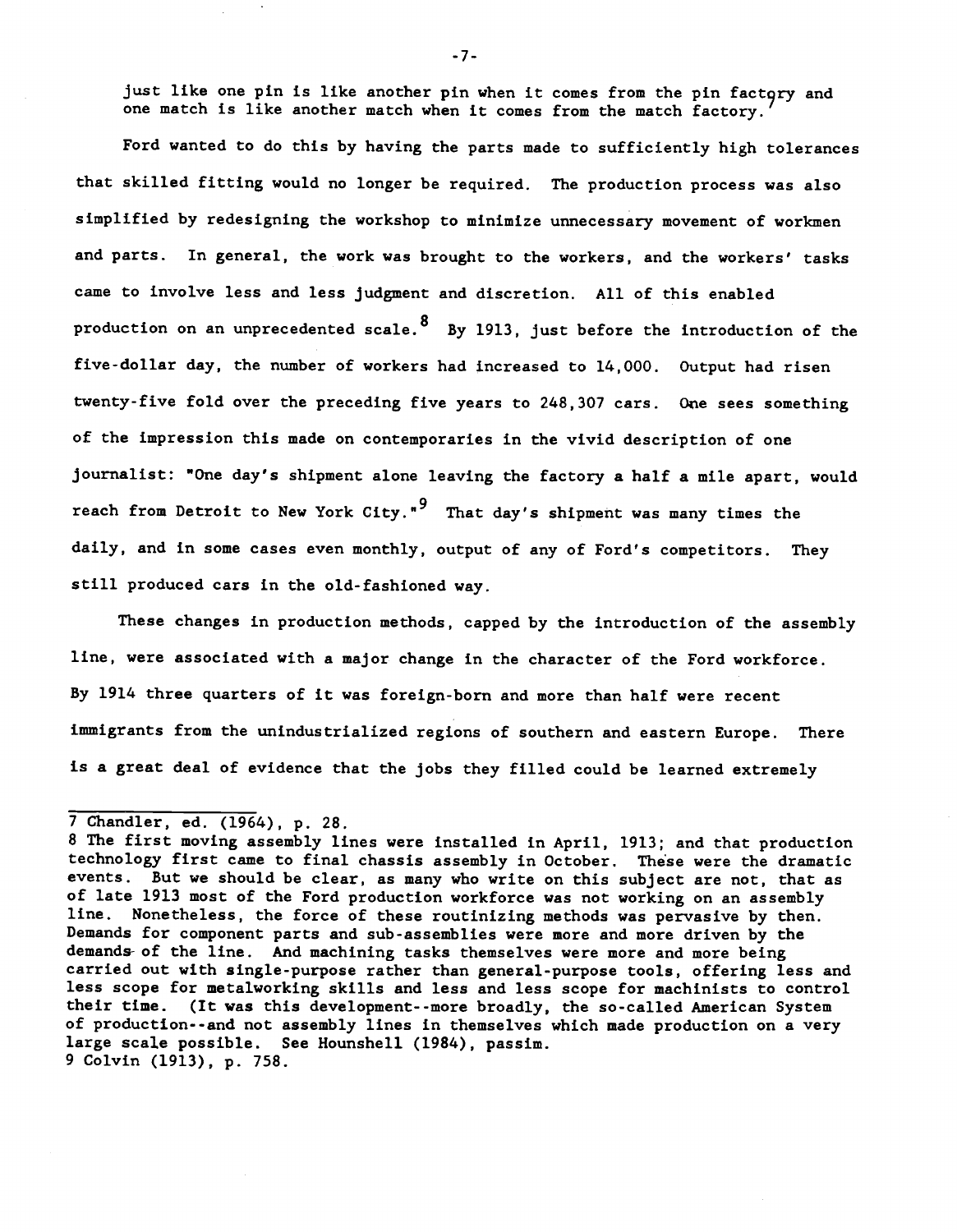just like one pin is like another pin when it comes from the pin factory and one match is like another match when it comes from the match factory.[7]

Ford wanted to do this by having the parts made to sufficiently high tolerances that skilled fitting would no longer be required. The production process was also simplified by redesigning the workshop to minimize unnecessary movement of workmen and parts. In general, the work was brought to the workers, and the workers' tasks came to involve less and less judgment and discretion. All of this enabled production on an unprecedented scale.[8] By 1913, just before the introduction of the five-dollar day, the number of workers had increased to 14,000. Output had risen twenty-five fold over the preceding five years to 248,307 cars. One sees something of the impression this made on contemporaries in the vivid description of one journalist: "One day's shipment alone leaving the factory a half a mile apart, would reach from Detroit to New York City."[9] That day's shipment was many times the daily, and in some cases even monthly, output of any of Ford's competitors. They still produced cars in the old-fashioned way.

These changes in production methods, capped by the introduction of the assembly line, were associated with a major change in the character of the Ford workforce. By 1914 three quarters of it was foreign-born and more than half were recent immigrants from the unindustrialized regions of southern and eastern Europe. There is a great deal of evidence that the jobs they filled could be learned extremely

---

7 Chandler, ed. (1964), p. 28.

8 The first moving assembly lines were installed in April, 1913; and that production technology first came to final chassis assembly in October. These were the dramatic events. But we should be clear, as many who write on this subject are not, that as of late 1913 most of the Ford production workforce was not working on an assembly line. Nonetheless, the force of these routinizing methods was pervasive by then. Demands for component parts and sub-assemblies were more and more driven by the demands of the line. And machining tasks themselves were more and more being carried out with single-purpose rather than general-purpose tools, offering less and less scope for metalworking skills and less and less scope for machinists to control their time. (It was this development--more broadly, the so-called American System of production--and not assembly lines in themselves which made production on a very large scale possible. See Hounshell (1984), passim.

9 Colvin (1913), p. 758.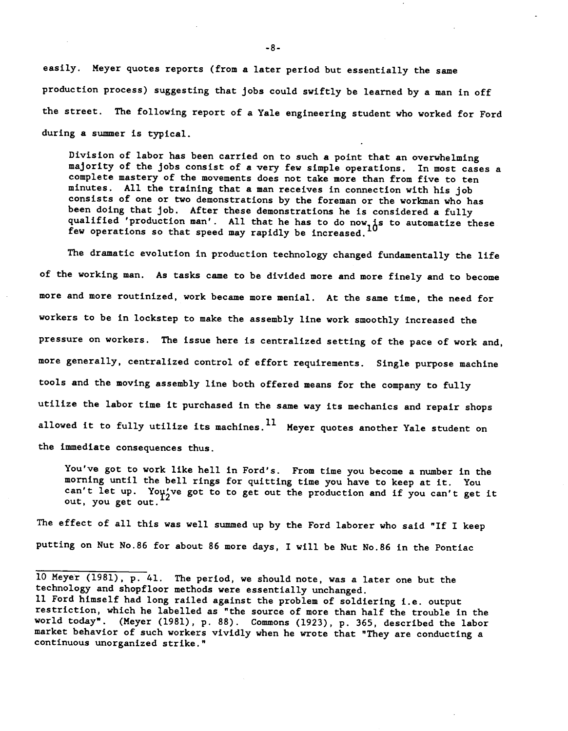easily. Meyer quotes reports (from a later period but essentially the same production process) suggesting that jobs could swiftly be learned by a man in off the street. The following report of a Yale engineering student who worked for Ford during a summer is typical.

> Division of labor has been carried on to such a point that an overwhelming majority of the jobs consist of a very few simple operations. In most cases a complete mastery of the movements does not take more than from five to ten minutes. All the training that a man receives in connection with his job consists of one or two demonstrations by the foreman or the workman who has been doing that job. After these demonstrations he is considered a fully qualified 'production man'. All that he has to do now is to automatize these few operations so that speed may rapidly be increased.[10]

The dramatic evolution in production technology changed fundamentally the life of the working man. As tasks came to be divided more and more finely and to become more and more routinized, work became more menial. At the same time, the need for workers to be in lockstep to make the assembly line work smoothly increased the pressure on workers. The issue here is centralized setting of the pace of work and, more generally, centralized control of effort requirements. Single purpose machine tools and the moving assembly line both offered means for the company to fully utilize the labor time it purchased in the same way its mechanics and repair shops allowed it to fully utilize its machines.[11] Meyer quotes another Yale student on the immediate consequences thus.

> You've got to work like hell in Ford's. From time you become a number in the morning until the bell rings for quitting time you have to keep at it. You can't let up. You've got to to get out the production and if you can't get it out, you get out.[12]

The effect of all this was well summed up by the Ford laborer who said "If I keep putting on Nut No.86 for about 86 more days, I will be Nut No.86 in the Pontiac

---

10 Meyer (1981), p. 41. The period, we should note, was a later one but the technology and shopfloor methods were essentially unchanged.

11 Ford himself had long railed against the problem of soldiering i.e. output restriction, which he labelled as "the source of more than half the trouble in the world today". (Meyer (1981), p. 88). Commons (1923), p. 365, described the labor market behavior of such workers vividly when he wrote that "They are conducting a continuous unorganized strike."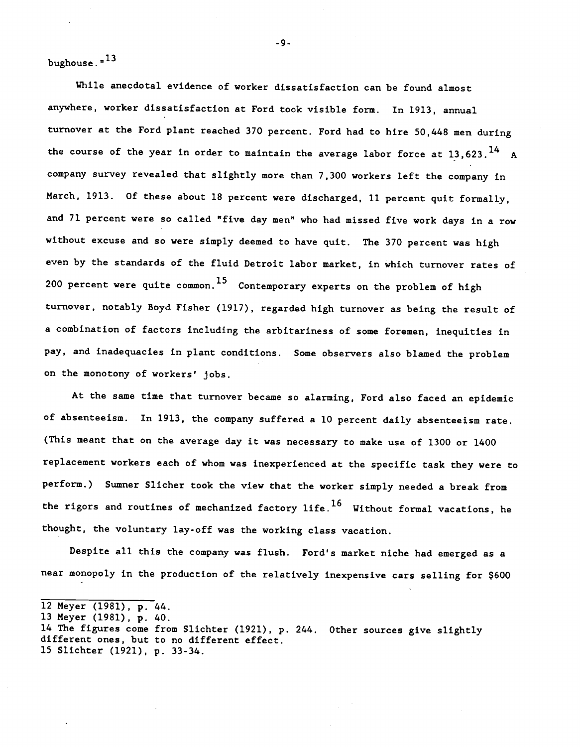bughouse."[13]

While anecdotal evidence of worker dissatisfaction can be found almost anywhere, worker dissatisfaction at Ford took visible form. In 1913, annual turnover at the Ford plant reached 370 percent. Ford had to hire 50,448 men during the course of the year in order to maintain the average labor force at 13,623.[14] A company survey revealed that slightly more than 7,300 workers left the company in March, 1913. Of these about 18 percent were discharged, 11 percent quit formally, and 71 percent were so called "five day men" who had missed five work days in a row without excuse and so were simply deemed to have quit. The 370 percent was high even by the standards of the fluid Detroit labor market, in which turnover rates of 200 percent were quite common.[15] Contemporary experts on the problem of high turnover, notably Boyd Fisher (1917), regarded high turnover as being the result of a combination of factors including the arbitariness of some foremen, inequities in pay, and inadequacies in plant conditions. Some observers also blamed the problem on the monotony of workers' jobs.

At the same time that turnover became so alarming, Ford also faced an epidemic of absenteeism. In 1913, the company suffered a 10 percent daily absenteeism rate. (This meant that on the average day it was necessary to make use of 1300 or 1400 replacement workers each of whom was inexperienced at the specific task they were to perform.) Sumner Slicher took the view that the worker simply needed a break from the rigors and routines of mechanized factory life.[16] Without formal vacations, he thought, the voluntary lay-off was the working class vacation.

Despite all this the company was flush. Ford's market niche had emerged as a near monopoly in the production of the relatively inexpensive cars selling for $600

---

12 Meyer (1981), p. 44.
13 Meyer (1981), p. 40.
14 The figures come from Slichter (1921), p. 244. Other sources give slightly different ones, but to no different effect.
15 Slichter (1921), p. 33-34.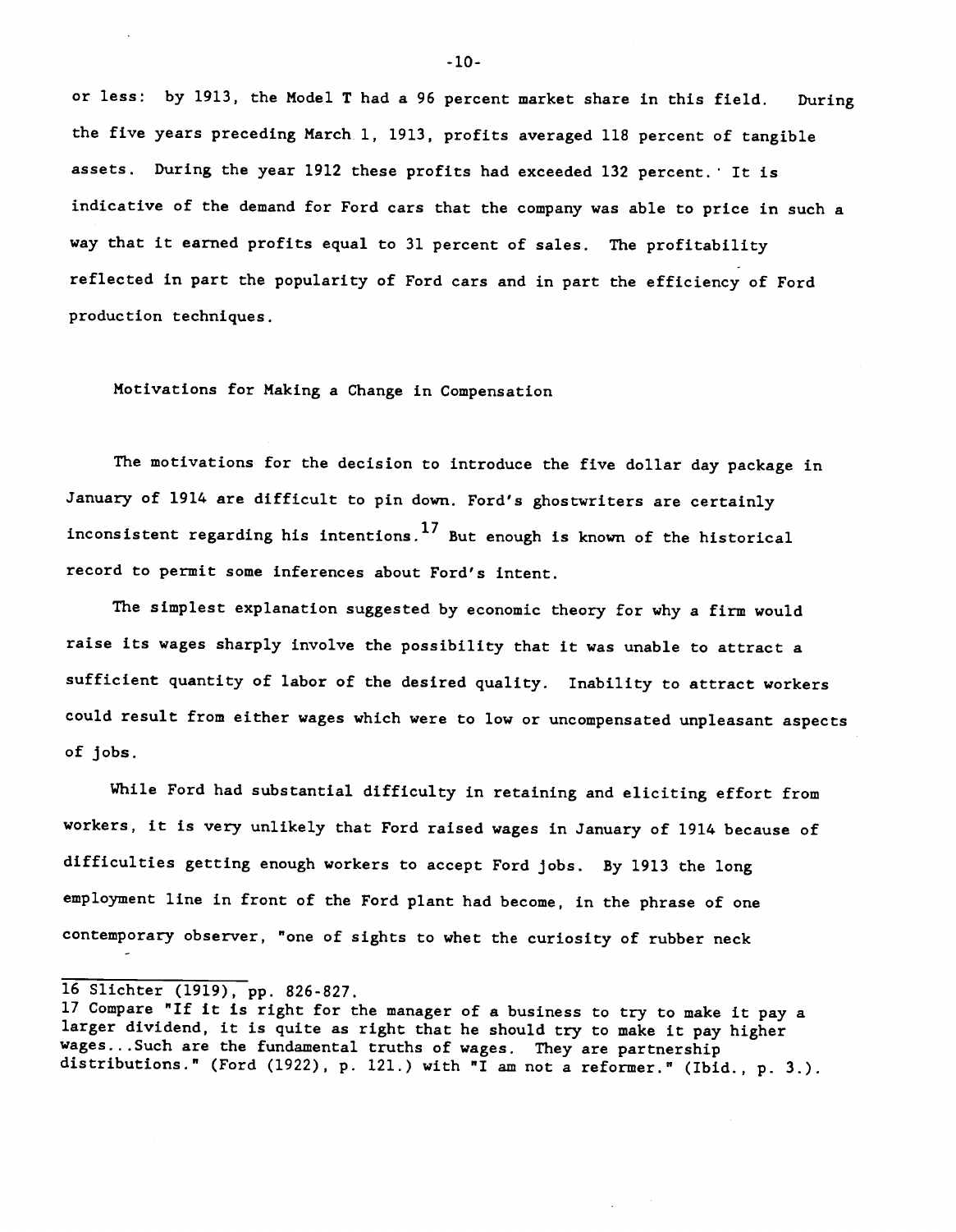or less: by 1913, the Model T had a 96 percent market share in this field. During the five years preceding March 1, 1913, profits averaged 118 percent of tangible assets. During the year 1912 these profits had exceeded 132 percent.[16] It is indicative of the demand for Ford cars that the company was able to price in such a way that it earned profits equal to 31 percent of sales. The profitability reflected in part the popularity of Ford cars and in part the efficiency of Ford production techniques.

## Motivations for Making a Change in Compensation

The motivations for the decision to introduce the five dollar day package in January of 1914 are difficult to pin down. Ford's ghostwriters are certainly inconsistent regarding his intentions.[17] But enough is known of the historical record to permit some inferences about Ford's intent.

The simplest explanation suggested by economic theory for why a firm would raise its wages sharply involve the possibility that it was unable to attract a sufficient quantity of labor of the desired quality. Inability to attract workers could result from either wages which were to low or uncompensated unpleasant aspects of jobs.

While Ford had substantial difficulty in retaining and eliciting effort from workers, it is very unlikely that Ford raised wages in January of 1914 because of difficulties getting enough workers to accept Ford jobs. By 1913 the long employment line in front of the Ford plant had become, in the phrase of one contemporary observer, "one of sights to whet the curiosity of rubber neck

---

16 Slichter (1919), pp. 826-827.

17 Compare "If it is right for the manager of a business to try to make it pay a larger dividend, it is quite as right that he should try to make it pay higher wages...Such are the fundamental truths of wages. They are partnership distributions." (Ford (1922), p. 121.) with "I am not a reformer." (Ibid., p. 3.).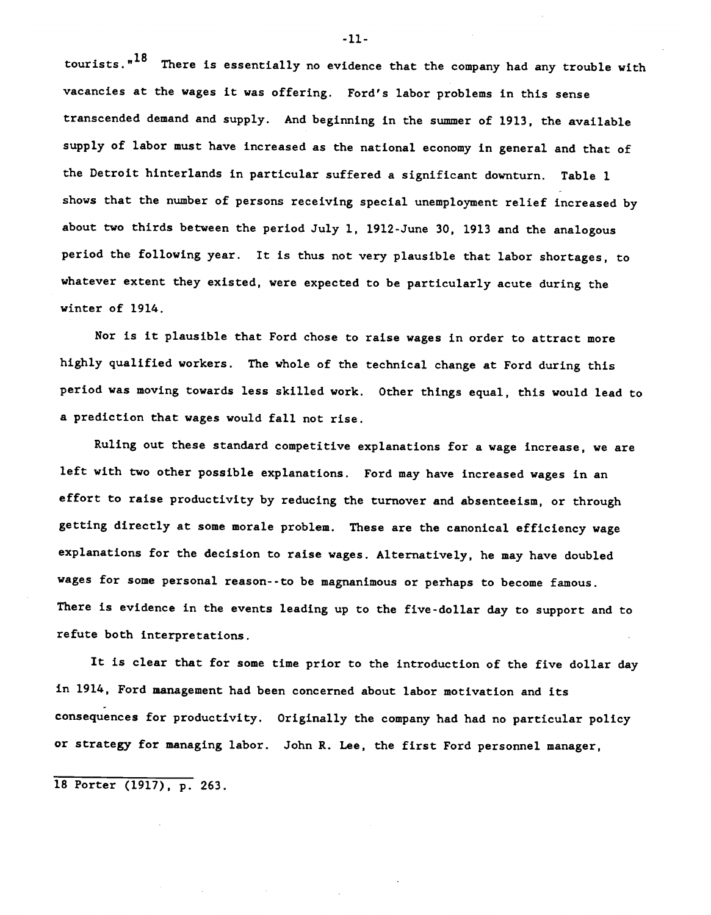tourists."[18] There is essentially no evidence that the company had any trouble with vacancies at the wages it was offering. Ford's labor problems in this sense transcended demand and supply. And beginning in the summer of 1913, the available supply of labor must have increased as the national economy in general and that of the Detroit hinterlands in particular suffered a significant downturn. Table 1 shows that the number of persons receiving special unemployment relief increased by about two thirds between the period July 1, 1912-June 30, 1913 and the analogous period the following year. It is thus not very plausible that labor shortages, to whatever extent they existed, were expected to be particularly acute during the winter of 1914.

Nor is it plausible that Ford chose to raise wages in order to attract more highly qualified workers. The whole of the technical change at Ford during this period was moving towards less skilled work. Other things equal, this would lead to a prediction that wages would fall not rise.

Ruling out these standard competitive explanations for a wage increase, we are left with two other possible explanations. Ford may have increased wages in an effort to raise productivity by reducing the turnover and absenteeism, or through getting directly at some morale problem. These are the canonical efficiency wage explanations for the decision to raise wages. Alternatively, he may have doubled wages for some personal reason--to be magnanimous or perhaps to become famous. There is evidence in the events leading up to the five-dollar day to support and to refute both interpretations.

It is clear that for some time prior to the introduction of the five dollar day in 1914, Ford management had been concerned about labor motivation and its consequences for productivity. Originally the company had had no particular policy or strategy for managing labor. John R. Lee, the first Ford personnel manager,

18 Porter (1917), p. 263.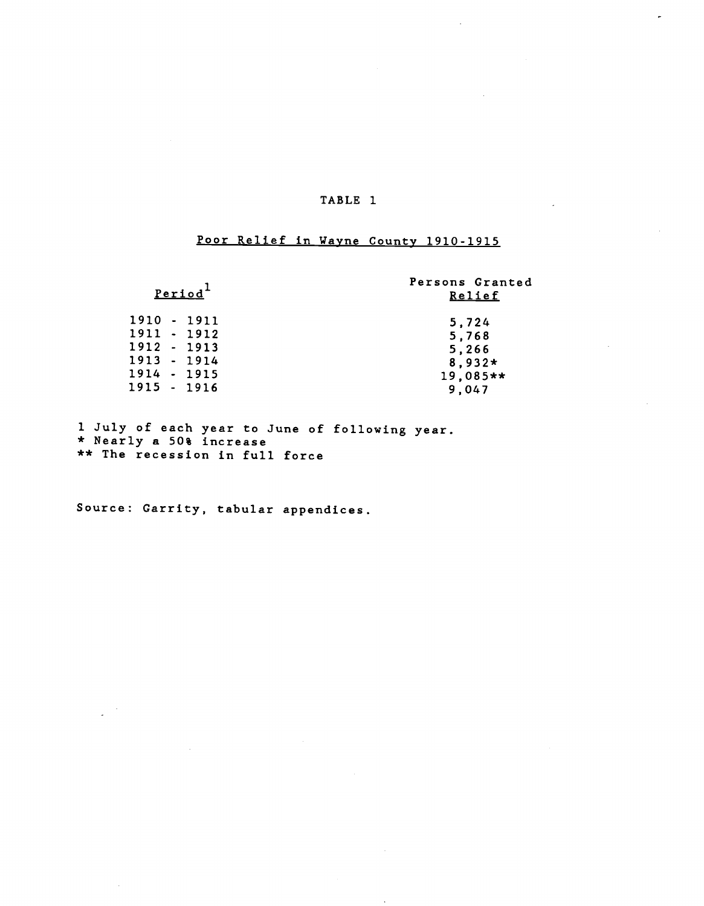TABLE 1

Poor Relief in Wayne County 1910-1915

| Period[1] | Persons Granted Relief |
|---|---|
| 1910 - 1911 | 5,724 |
| 1911 - 1912 | 5,768 |
| 1912 - 1913 | 5,266 |
| 1913 - 1914 | 8,932* |
| 1914 - 1915 | 19,085** |
| 1915 - 1916 | 9,047 |

1 July of each year to June of following year.
* Nearly a 50% increase
** The recession in full force

Source: Garrity, tabular appendices.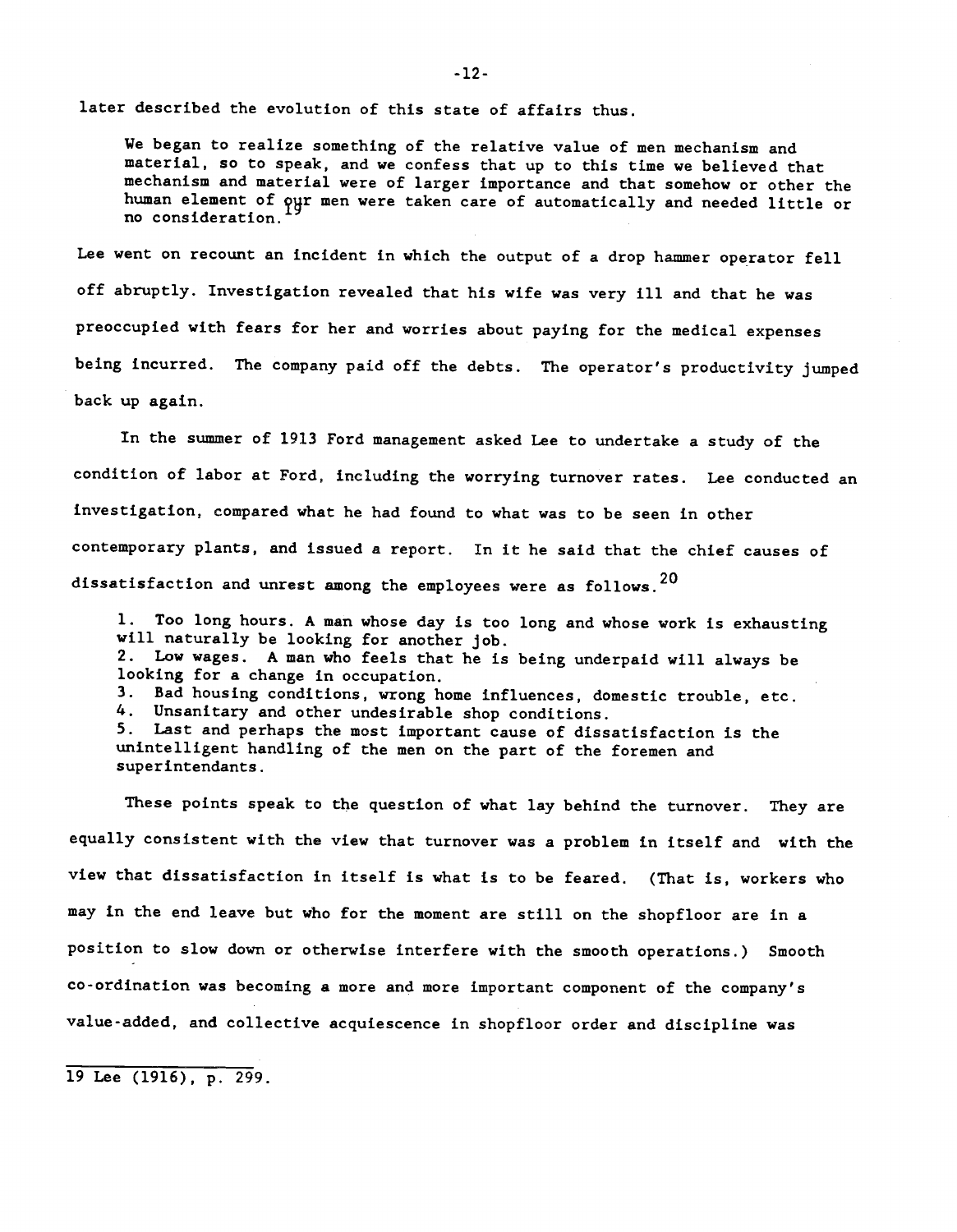later described the evolution of this state of affairs thus.

> We began to realize something of the relative value of men mechanism and material, so to speak, and we confess that up to this time we believed that mechanism and material were of larger importance and that somehow or other the human element of our men were taken care of automatically and needed little or no consideration.[19]

Lee went on recount an incident in which the output of a drop hammer operator fell off abruptly. Investigation revealed that his wife was very ill and that he was preoccupied with fears for her and worries about paying for the medical expenses being incurred. The company paid off the debts. The operator's productivity jumped back up again.

In the summer of 1913 Ford management asked Lee to undertake a study of the condition of labor at Ford, including the worrying turnover rates. Lee conducted an investigation, compared what he had found to what was to be seen in other contemporary plants, and issued a report. In it he said that the chief causes of dissatisfaction and unrest among the employees were as follows.[20]

> 1. Too long hours. A man whose day is too long and whose work is exhausting will naturally be looking for another job.
> 2. Low wages. A man who feels that he is being underpaid will always be looking for a change in occupation.
> 3. Bad housing conditions, wrong home influences, domestic trouble, etc.
> 4. Unsanitary and other undesirable shop conditions.
> 5. Last and perhaps the most important cause of dissatisfaction is the unintelligent handling of the men on the part of the foremen and superintendants.

These points speak to the question of what lay behind the turnover. They are equally consistent with the view that turnover was a problem in itself and with the view that dissatisfaction in itself is what is to be feared. (That is, workers who may in the end leave but who for the moment are still on the shopfloor are in a position to slow down or otherwise interfere with the smooth operations.) Smooth co-ordination was becoming a more and more important component of the company's value-added, and collective acquiescence in shopfloor order and discipline was

---

19 Lee (1916), p. 299.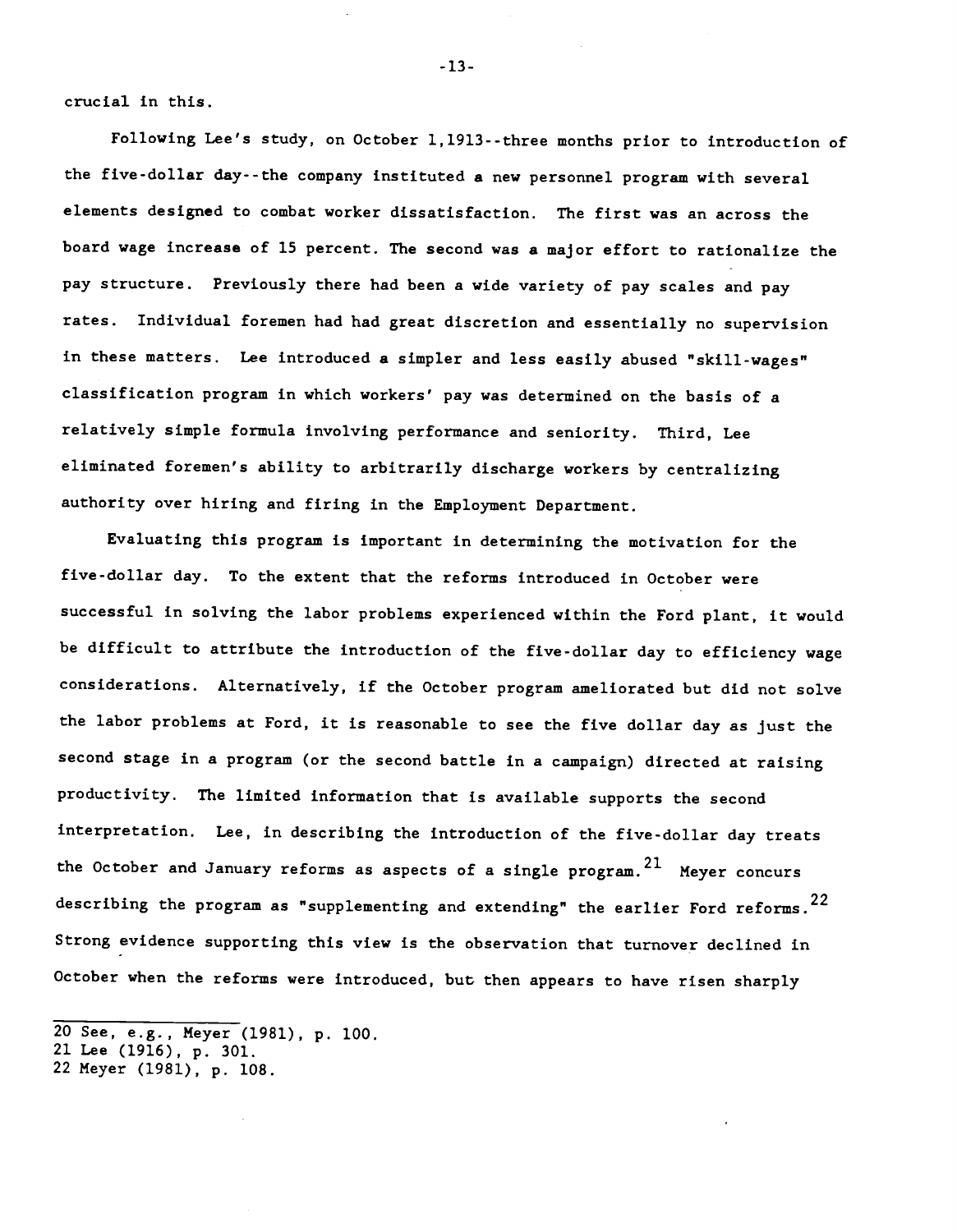crucial in this.

Following Lee's study, on October 1,1913--three months prior to introduction of the five-dollar day--the company instituted a new personnel program with several elements designed to combat worker dissatisfaction. The first was an across the board wage increase of 15 percent. The second was a major effort to rationalize the pay structure. Previously there had been a wide variety of pay scales and pay rates. Individual foremen had had great discretion and essentially no supervision in these matters. Lee introduced a simpler and less easily abused "skill-wages" classification program in which workers' pay was determined on the basis of a relatively simple formula involving performance and seniority. Third, Lee eliminated foremen's ability to arbitrarily discharge workers by centralizing authority over hiring and firing in the Employment Department.

Evaluating this program is important in determining the motivation for the five-dollar day. To the extent that the reforms introduced in October were successful in solving the labor problems experienced within the Ford plant, it would be difficult to attribute the introduction of the five-dollar day to efficiency wage considerations. Alternatively, if the October program ameliorated but did not solve the labor problems at Ford, it is reasonable to see the five dollar day as just the second stage in a program (or the second battle in a campaign) directed at raising productivity. The limited information that is available supports the second interpretation. Lee, in describing the introduction of the five-dollar day treats the October and January reforms as aspects of a single program.[21] Meyer concurs describing the program as "supplementing and extending" the earlier Ford reforms.[22] Strong evidence supporting this view is the observation that turnover declined in October when the reforms were introduced, but then appears to have risen sharply

---

20 See, e.g., Meyer (1981), p. 100.
21 Lee (1916), p. 301.
22 Meyer (1981), p. 108.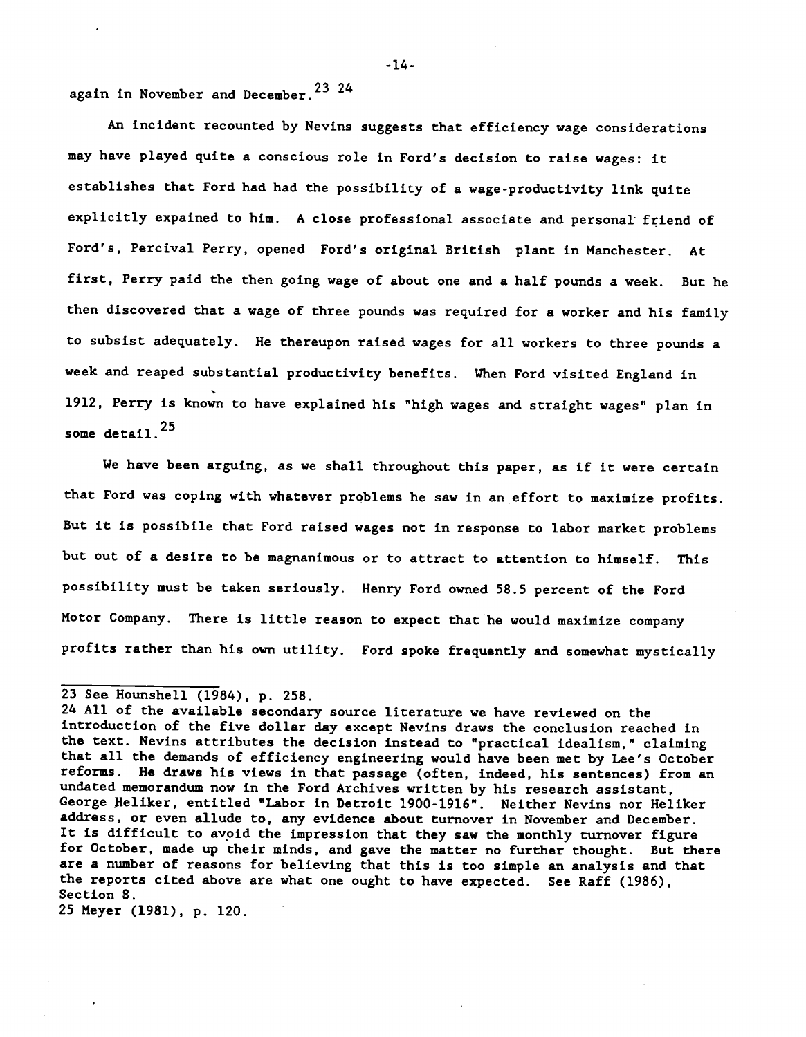again in November and December.[23] [24]

An incident recounted by Nevins suggests that efficiency wage considerations may have played quite a conscious role in Ford's decision to raise wages: it establishes that Ford had had the possibility of a wage-productivity link quite explicitly expained to him. A close professional associate and personal friend of Ford's, Percival Perry, opened Ford's original British plant in Manchester. At first, Perry paid the then going wage of about one and a half pounds a week. But he then discovered that a wage of three pounds was required for a worker and his family to subsist adequately. He thereupon raised wages for all workers to three pounds a week and reaped substantial productivity benefits. When Ford visited England in 1912, Perry is known to have explained his "high wages and straight wages" plan in some detail.[25]

We have been arguing, as we shall throughout this paper, as if it were certain that Ford was coping with whatever problems he saw in an effort to maximize profits. But it is possibile that Ford raised wages not in response to labor market problems but out of a desire to be magnanimous or to attract to attention to himself. This possibility must be taken seriously. Henry Ford owned 58.5 percent of the Ford Motor Company. There is little reason to expect that he would maximize company profits rather than his own utility. Ford spoke frequently and somewhat mystically

---

23 See Hounshell (1984), p. 258.

24 All of the available secondary source literature we have reviewed on the introduction of the five dollar day except Nevins draws the conclusion reached in the text. Nevins attributes the decision instead to "practical idealism," claiming that all the demands of efficiency engineering would have been met by Lee's October reforms. He draws his views in that passage (often, indeed, his sentences) from an undated memorandum now in the Ford Archives written by his research assistant, George Heliker, entitled "Labor in Detroit 1900-1916". Neither Nevins nor Heliker address, or even allude to, any evidence about turnover in November and December. It is difficult to avoid the impression that they saw the monthly turnover figure for October, made up their minds, and gave the matter no further thought. But there are a number of reasons for believing that this is too simple an analysis and that the reports cited above are what one ought to have expected. See Raff (1986), Section 8.

25 Meyer (1981), p. 120.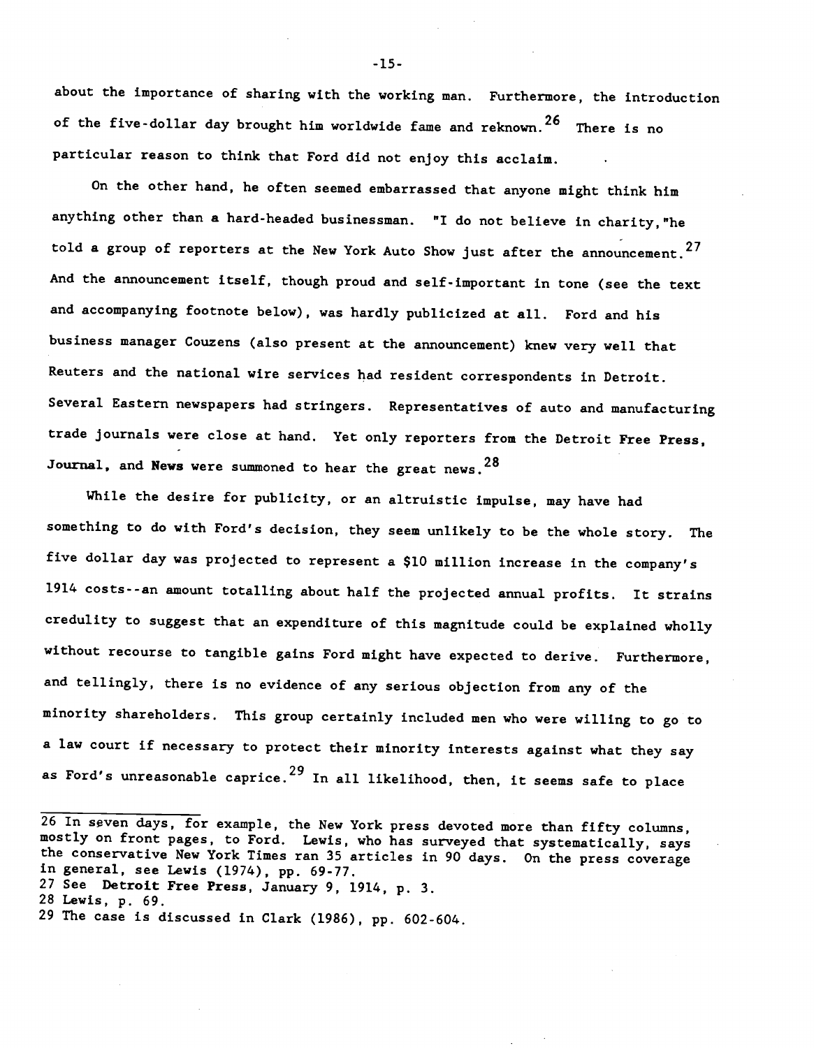about the importance of sharing with the working man. Furthermore, the introduction of the five-dollar day brought him worldwide fame and reknown.[26] There is no particular reason to think that Ford did not enjoy this acclaim.

On the other hand, he often seemed embarrassed that anyone might think him anything other than a hard-headed businessman. "I do not believe in charity,"he told a group of reporters at the New York Auto Show just after the announcement.[27] And the announcement itself, though proud and self-important in tone (see the text and accompanying footnote below), was hardly publicized at all. Ford and his business manager Couzens (also present at the announcement) knew very well that Reuters and the national wire services had resident correspondents in Detroit. Several Eastern newspapers had stringers. Representatives of auto and manufacturing trade journals were close at hand. Yet only reporters from the **Detroit Free Press**, **Journal**, and **News** were summoned to hear the great news.[28]

While the desire for publicity, or an altruistic impulse, may have had something to do with Ford's decision, they seem unlikely to be the whole story. The five dollar day was projected to represent a $10 million increase in the company's 1914 costs--an amount totalling about half the projected annual profits. It strains credulity to suggest that an expenditure of this magnitude could be explained wholly without recourse to tangible gains Ford might have expected to derive. Furthermore, and tellingly, there is no evidence of any serious objection from any of the minority shareholders. This group certainly included men who were willing to go to a law court if necessary to protect their minority interests against what they say as Ford's unreasonable caprice.[29] In all likelihood, then, it seems safe to place

---

26 In seven days, for example, the New York press devoted more than fifty columns, mostly on front pages, to Ford. Lewis, who has surveyed that systematically, says the conservative New York Times ran 35 articles in 90 days. On the press coverage in general, see Lewis (1974), pp. 69-77.

27 See **Detroit Free Press**, January 9, 1914, p. 3.

28 Lewis, p. 69.

29 The case is discussed in Clark (1986), pp. 602-604.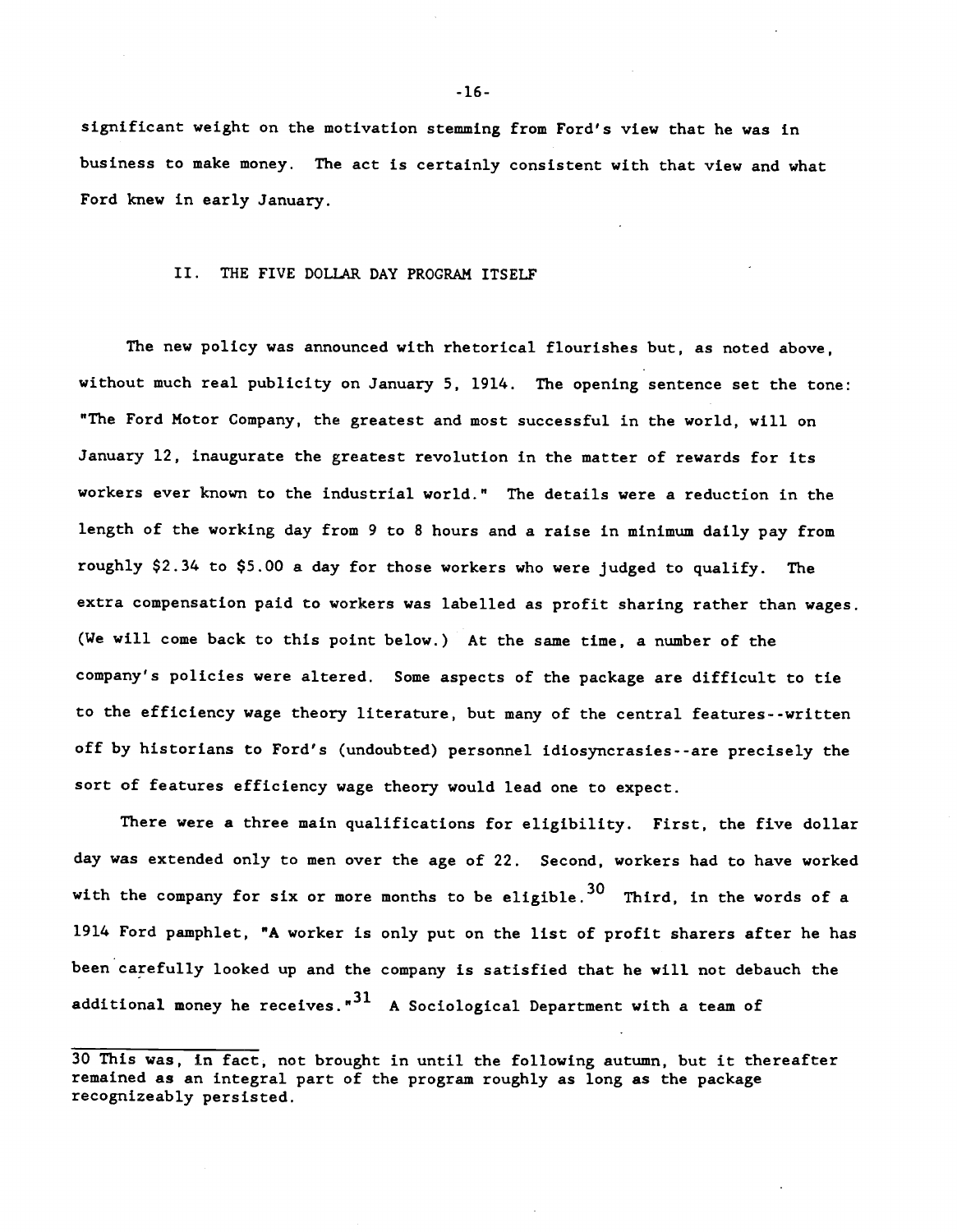significant weight on the motivation stemming from Ford's view that he was in business to make money. The act is certainly consistent with that view and what Ford knew in early January.

## II. THE FIVE DOLLAR DAY PROGRAM ITSELF

The new policy was announced with rhetorical flourishes but, as noted above, without much real publicity on January 5, 1914. The opening sentence set the tone: "The Ford Motor Company, the greatest and most successful in the world, will on January 12, inaugurate the greatest revolution in the matter of rewards for its workers ever known to the industrial world." The details were a reduction in the length of the working day from 9 to 8 hours and a raise in minimum daily pay from roughly $2.34 to $5.00 a day for those workers who were judged to qualify. The extra compensation paid to workers was labelled as profit sharing rather than wages. (We will come back to this point below.) At the same time, a number of the company's policies were altered. Some aspects of the package are difficult to tie to the efficiency wage theory literature, but many of the central features--written off by historians to Ford's (undoubted) personnel idiosyncrasies--are precisely the sort of features efficiency wage theory would lead one to expect.

There were a three main qualifications for eligibility. First, the five dollar day was extended only to men over the age of 22. Second, workers had to have worked with the company for six or more months to be eligible.[30] Third, in the words of a 1914 Ford pamphlet, "A worker is only put on the list of profit sharers after he has been carefully looked up and the company is satisfied that he will not debauch the additional money he receives."[31] A Sociological Department with a team of

---

30 This was, in fact, not brought in until the following autumn, but it thereafter remained as an integral part of the program roughly as long as the package recognizeably persisted.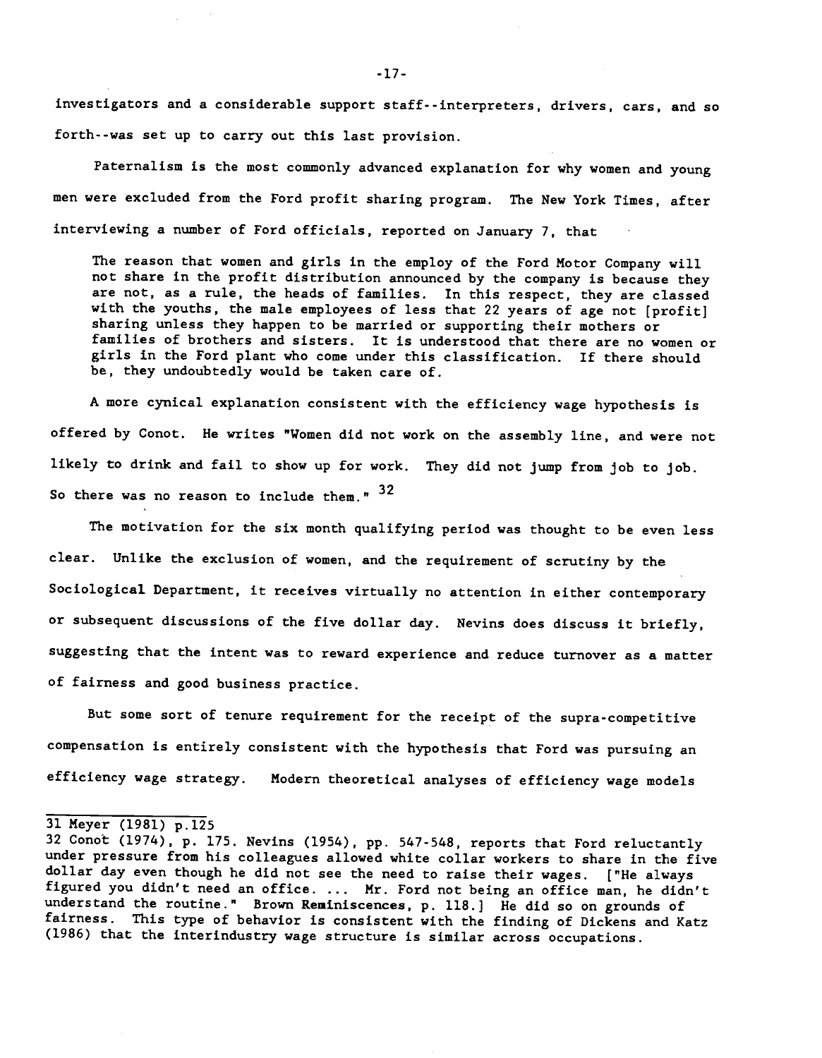investigators and a considerable support staff--interpreters, drivers, cars, and so forth--was set up to carry out this last provision.

Paternalism is the most commonly advanced explanation for why women and young men were excluded from the Ford profit sharing program. The New York Times, after interviewing a number of Ford officials, reported on January 7, that

> The reason that women and girls in the employ of the Ford Motor Company will not share in the profit distribution announced by the company is because they are not, as a rule, the heads of families. In this respect, they are classed with the youths, the male employees of less that 22 years of age not [profit] sharing unless they happen to be married or supporting their mothers or families of brothers and sisters. It is understood that there are no women or girls in the Ford plant who come under this classification. If there should be, they undoubtedly would be taken care of.

A more cynical explanation consistent with the efficiency wage hypothesis is offered by Conot. He writes "Women did not work on the assembly line, and were not likely to drink and fail to show up for work. They did not jump from job to job. So there was no reason to include them." [32]

The motivation for the six month qualifying period was thought to be even less clear. Unlike the exclusion of women, and the requirement of scrutiny by the Sociological Department, it receives virtually no attention in either contemporary or subsequent discussions of the five dollar day. Nevins does discuss it briefly, suggesting that the intent was to reward experience and reduce turnover as a matter of fairness and good business practice.

But some sort of tenure requirement for the receipt of the supra-competitive compensation is entirely consistent with the hypothesis that Ford was pursuing an efficiency wage strategy. Modern theoretical analyses of efficiency wage models

---

31 Meyer (1981) p.125

32 Conot (1974), p. 175. Nevins (1954), pp. 547-548, reports that Ford reluctantly under pressure from his colleagues allowed white collar workers to share in the five dollar day even though he did not see the need to raise their wages. ["He always figured you didn't need an office. ... Mr. Ford not being an office man, he didn't understand the routine." Brown Reminiscences, p. 118.] He did so on grounds of fairness. This type of behavior is consistent with the finding of Dickens and Katz (1986) that the interindustry wage structure is similar across occupations.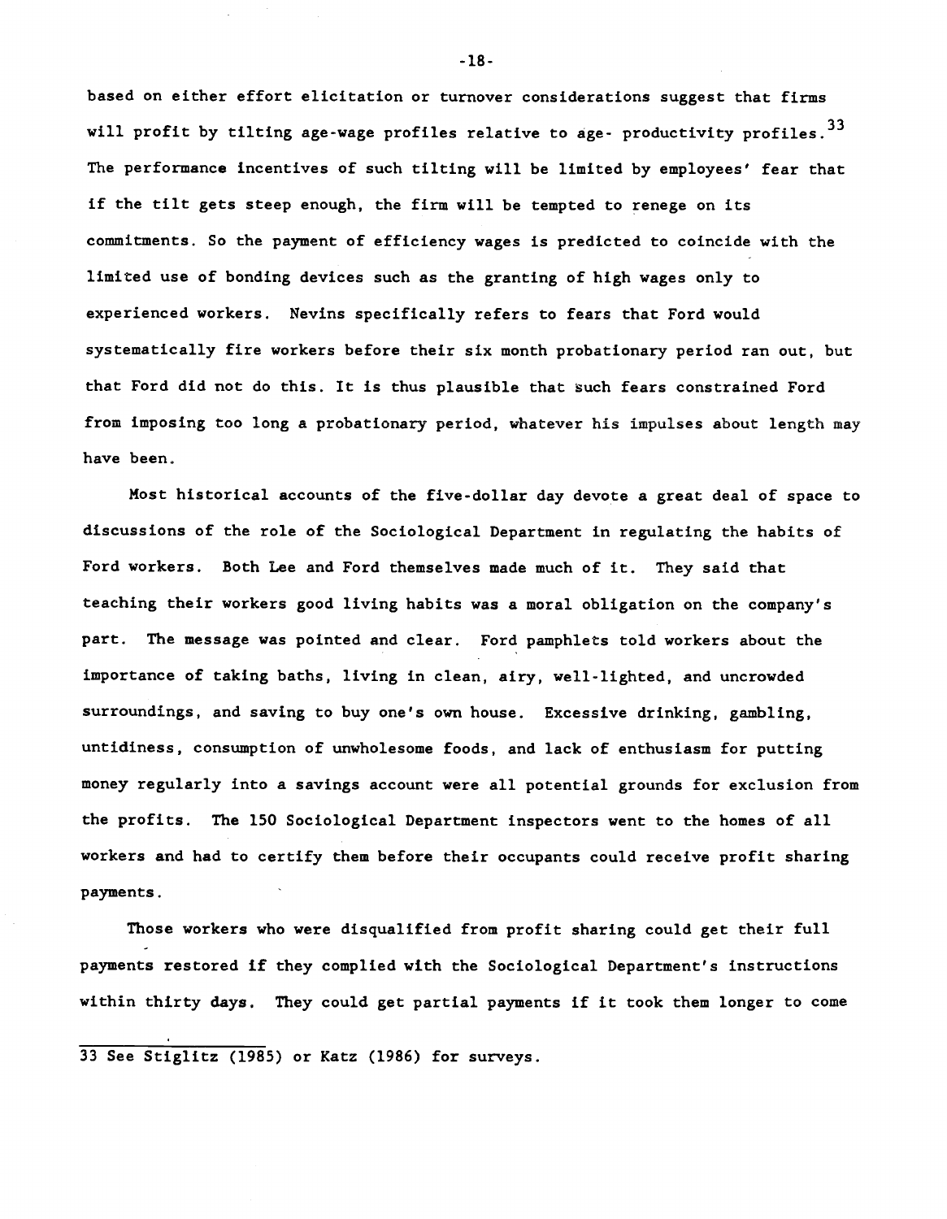based on either effort elicitation or turnover considerations suggest that firms will profit by tilting age-wage profiles relative to age- productivity profiles.[33] The performance incentives of such tilting will be limited by employees' fear that if the tilt gets steep enough, the firm will be tempted to renege on its commitments. So the payment of efficiency wages is predicted to coincide with the limited use of bonding devices such as the granting of high wages only to experienced workers. Nevins specifically refers to fears that Ford would systematically fire workers before their six month probationary period ran out, but that Ford did not do this. It is thus plausible that such fears constrained Ford from imposing too long a probationary period, whatever his impulses about length may have been.

Most historical accounts of the five-dollar day devote a great deal of space to discussions of the role of the Sociological Department in regulating the habits of Ford workers. Both Lee and Ford themselves made much of it. They said that teaching their workers good living habits was a moral obligation on the company's part. The message was pointed and clear. Ford pamphlets told workers about the importance of taking baths, living in clean, airy, well-lighted, and uncrowded surroundings, and saving to buy one's own house. Excessive drinking, gambling, untidiness, consumption of unwholesome foods, and lack of enthusiasm for putting money regularly into a savings account were all potential grounds for exclusion from the profits. The 150 Sociological Department inspectors went to the homes of all workers and had to certify them before their occupants could receive profit sharing payments.

Those workers who were disqualified from profit sharing could get their full payments restored if they complied with the Sociological Department's instructions within thirty days. They could get partial payments if it took them longer to come

33 See Stiglitz (1985) or Katz (1986) for surveys.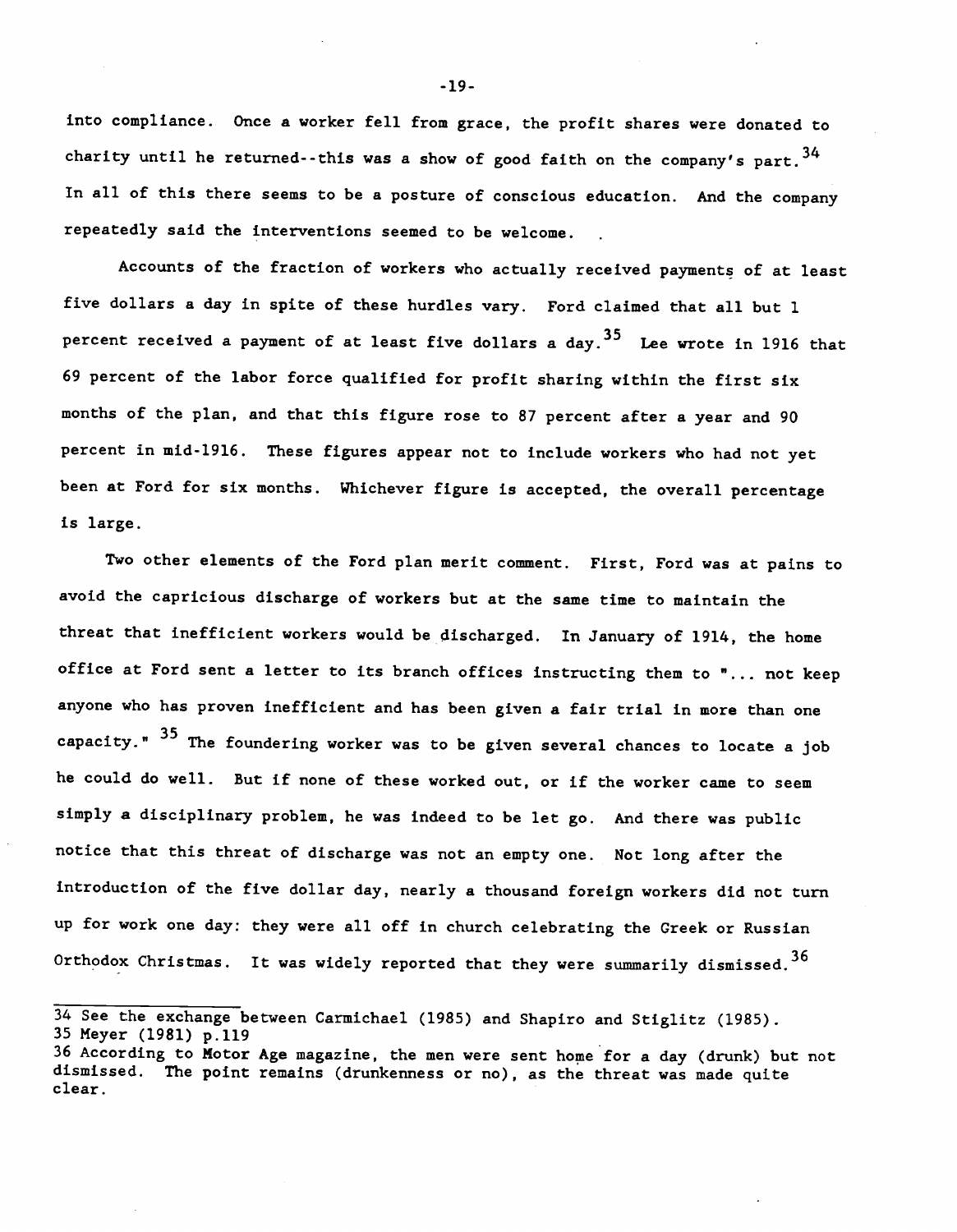into compliance. Once a worker fell from grace, the profit shares were donated to charity until he returned--this was a show of good faith on the company's part.[34] In all of this there seems to be a posture of conscious education. And the company repeatedly said the interventions seemed to be welcome.

Accounts of the fraction of workers who actually received payments of at least five dollars a day in spite of these hurdles vary. Ford claimed that all but 1 percent received a payment of at least five dollars a day.[35] Lee wrote in 1916 that 69 percent of the labor force qualified for profit sharing within the first six months of the plan, and that this figure rose to 87 percent after a year and 90 percent in mid-1916. These figures appear not to include workers who had not yet been at Ford for six months. Whichever figure is accepted, the overall percentage is large.

Two other elements of the Ford plan merit comment. First, Ford was at pains to avoid the capricious discharge of workers but at the same time to maintain the threat that inefficient workers would be discharged. In January of 1914, the home office at Ford sent a letter to its branch offices instructing them to "... not keep anyone who has proven inefficient and has been given a fair trial in more than one capacity." [35] The foundering worker was to be given several chances to locate a job he could do well. But if none of these worked out, or if the worker came to seem simply a disciplinary problem, he was indeed to be let go. And there was public notice that this threat of discharge was not an empty one. Not long after the introduction of the five dollar day, nearly a thousand foreign workers did not turn up for work one day: they were all off in church celebrating the Greek or Russian Orthodox Christmas. It was widely reported that they were summarily dismissed.[36]

---

34 See the exchange between Carmichael (1985) and Shapiro and Stiglitz (1985).

35 Meyer (1981) p.119

36 According to Motor Age magazine, the men were sent home for a day (drunk) but not dismissed. The point remains (drunkenness or no), as the threat was made quite clear.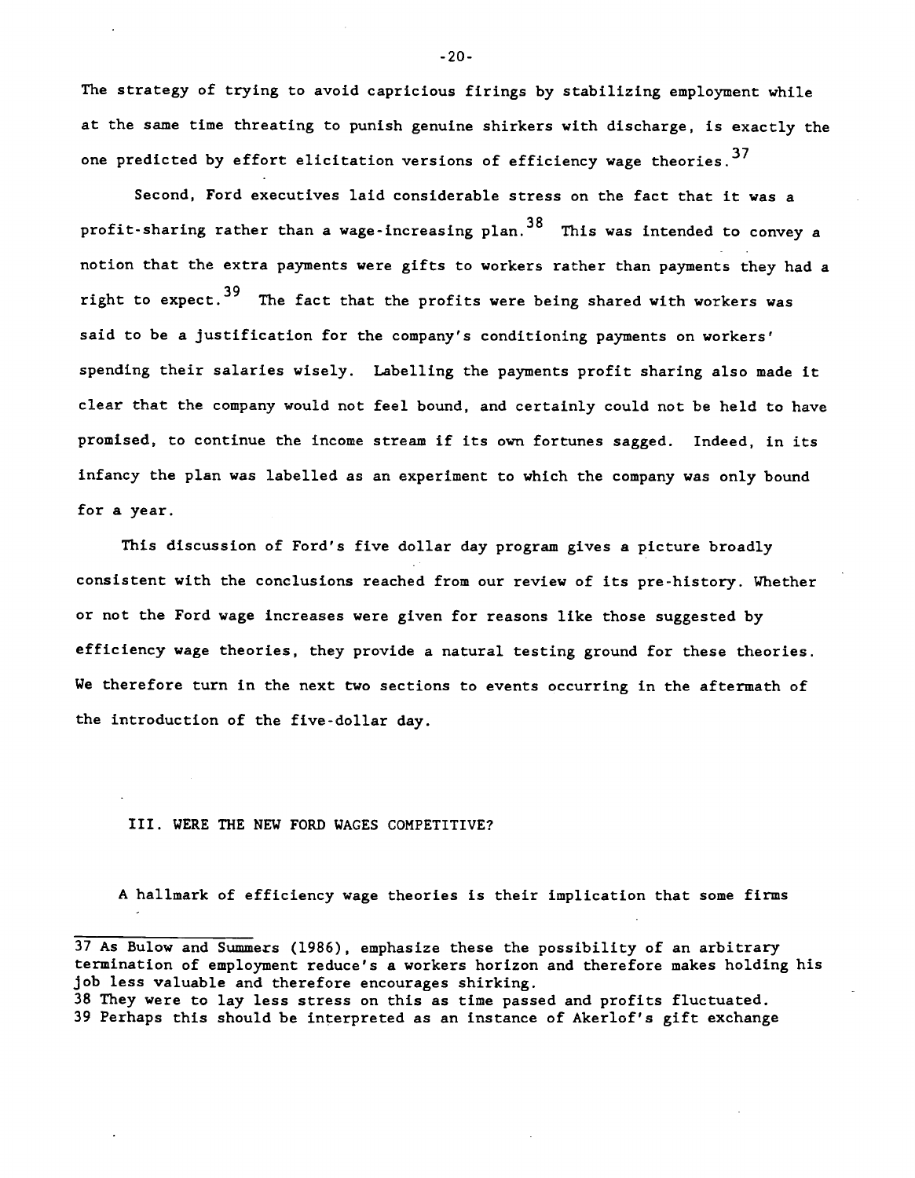The strategy of trying to avoid capricious firings by stabilizing employment while at the same time threating to punish genuine shirkers with discharge, is exactly the one predicted by effort elicitation versions of efficiency wage theories.[37]

Second, Ford executives laid considerable stress on the fact that it was a profit-sharing rather than a wage-increasing plan.[38] This was intended to convey a notion that the extra payments were gifts to workers rather than payments they had a right to expect.[39] The fact that the profits were being shared with workers was said to be a justification for the company's conditioning payments on workers' spending their salaries wisely. Labelling the payments profit sharing also made it clear that the company would not feel bound, and certainly could not be held to have promised, to continue the income stream if its own fortunes sagged. Indeed, in its infancy the plan was labelled as an experiment to which the company was only bound for a year.

This discussion of Ford's five dollar day program gives a picture broadly consistent with the conclusions reached from our review of its pre-history. Whether or not the Ford wage increases were given for reasons like those suggested by efficiency wage theories, they provide a natural testing ground for these theories. We therefore turn in the next two sections to events occurring in the aftermath of the introduction of the five-dollar day.

## III. WERE THE NEW FORD WAGES COMPETITIVE?

A hallmark of efficiency wage theories is their implication that some firms

---

37 As Bulow and Summers (1986), emphasize these the possibility of an arbitrary termination of employment reduce's a workers horizon and therefore makes holding his job less valuable and therefore encourages shirking.

38 They were to lay less stress on this as time passed and profits fluctuated.

39 Perhaps this should be interpreted as an instance of Akerlof's gift exchange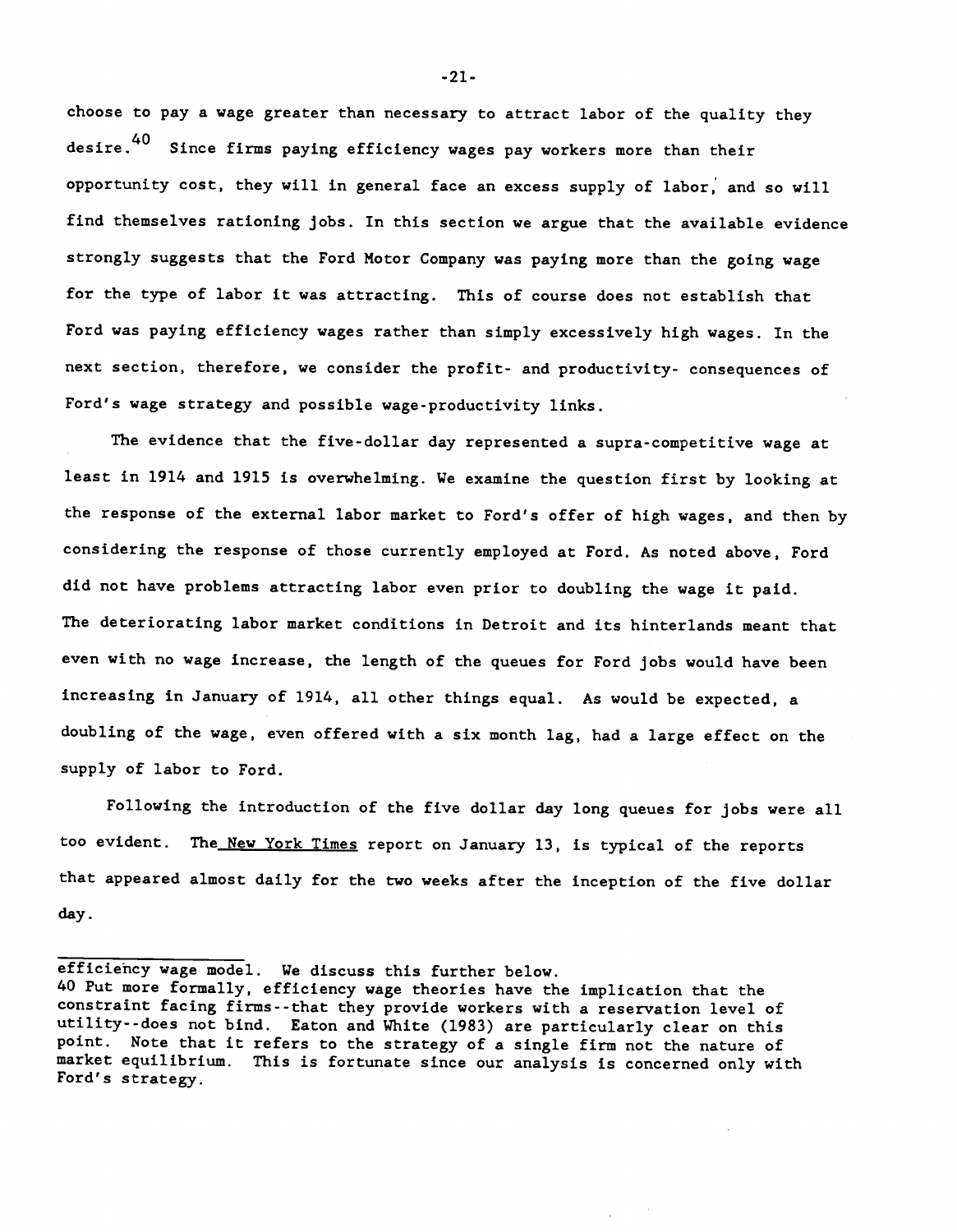choose to pay a wage greater than necessary to attract labor of the quality they desire.[40] Since firms paying efficiency wages pay workers more than their opportunity cost, they will in general face an excess supply of labor, and so will find themselves rationing jobs. In this section we argue that the available evidence strongly suggests that the Ford Motor Company was paying more than the going wage for the type of labor it was attracting. This of course does not establish that Ford was paying efficiency wages rather than simply excessively high wages. In the next section, therefore, we consider the profit- and productivity- consequences of Ford's wage strategy and possible wage-productivity links.

The evidence that the five-dollar day represented a supra-competitive wage at least in 1914 and 1915 is overwhelming. We examine the question first by looking at the response of the external labor market to Ford's offer of high wages, and then by considering the response of those currently employed at Ford. As noted above, Ford did not have problems attracting labor even prior to doubling the wage it paid. The deteriorating labor market conditions in Detroit and its hinterlands meant that even with no wage increase, the length of the queues for Ford jobs would have been increasing in January of 1914, all other things equal. As would be expected, a doubling of the wage, even offered with a six month lag, had a large effect on the supply of labor to Ford.

Following the introduction of the five dollar day long queues for jobs were all too evident. The <u>New York Times</u> report on January 13, is typical of the reports that appeared almost daily for the two weeks after the inception of the five dollar day.

---

efficiency wage model. We discuss this further below.

40 Put more formally, efficiency wage theories have the implication that the constraint facing firms--that they provide workers with a reservation level of utility--does not bind. Eaton and White (1983) are particularly clear on this point. Note that it refers to the strategy of a single firm not the nature of market equilibrium. This is fortunate since our analysis is concerned only with Ford's strategy.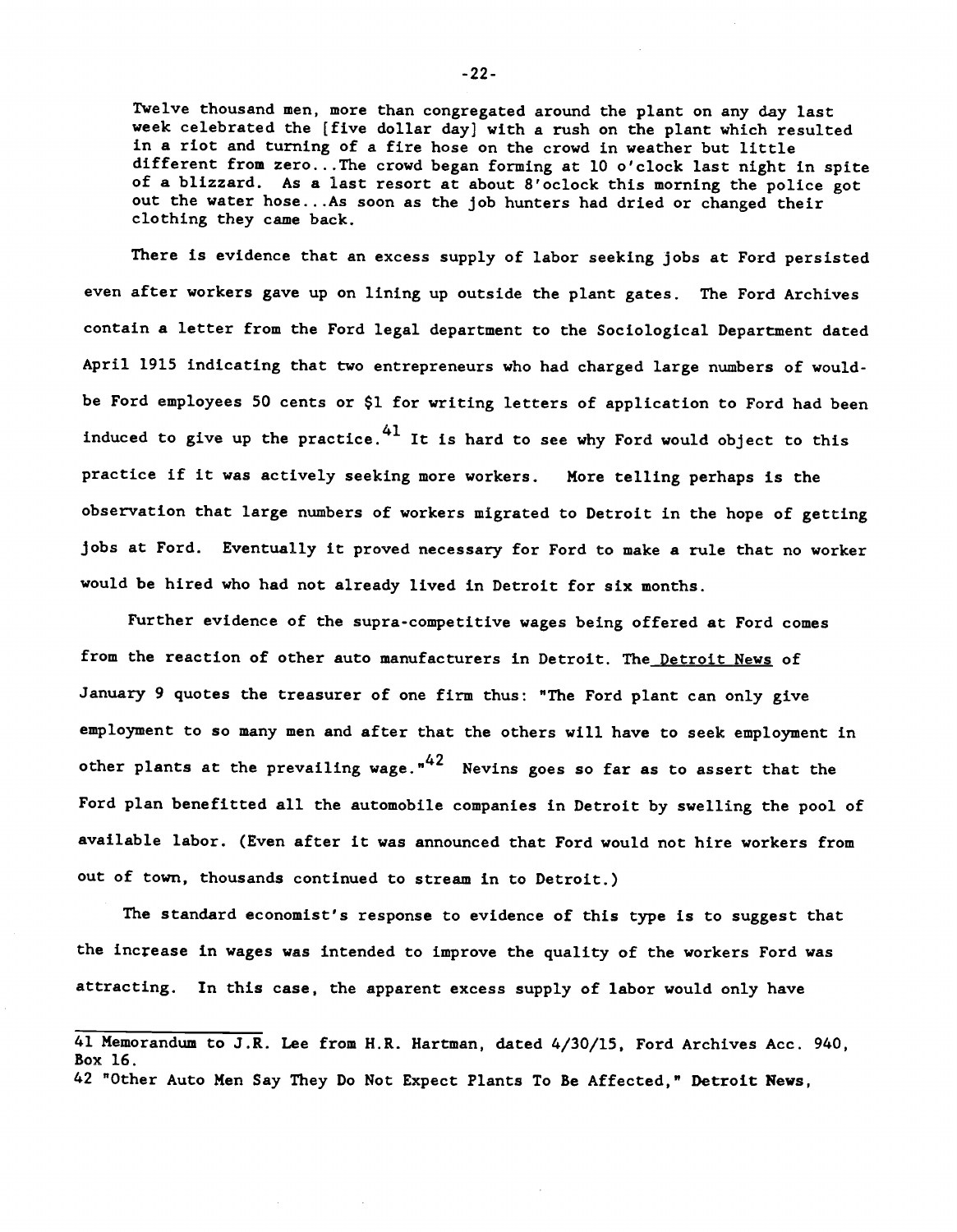> Twelve thousand men, more than congregated around the plant on any day last week celebrated the [five dollar day] with a rush on the plant which resulted in a riot and turning of a fire hose on the crowd in weather but little different from zero...The crowd began forming at 10 o'clock last night in spite of a blizzard. As a last resort at about 8'oclock this morning the police got out the water hose...As soon as the job hunters had dried or changed their clothing they came back.

There is evidence that an excess supply of labor seeking jobs at Ford persisted even after workers gave up on lining up outside the plant gates. The Ford Archives contain a letter from the Ford legal department to the Sociological Department dated April 1915 indicating that two entrepreneurs who had charged large numbers of would-be Ford employees 50 cents or $1 for writing letters of application to Ford had been induced to give up the practice.[41] It is hard to see why Ford would object to this practice if it was actively seeking more workers. More telling perhaps is the observation that large numbers of workers migrated to Detroit in the hope of getting jobs at Ford. Eventually it proved necessary for Ford to make a rule that no worker would be hired who had not already lived in Detroit for six months.

Further evidence of the supra-competitive wages being offered at Ford comes from the reaction of other auto manufacturers in Detroit. The Detroit News of January 9 quotes the treasurer of one firm thus: "The Ford plant can only give employment to so many men and after that the others will have to seek employment in other plants at the prevailing wage."[42] Nevins goes so far as to assert that the Ford plan benefitted all the automobile companies in Detroit by swelling the pool of available labor. (Even after it was announced that Ford would not hire workers from out of town, thousands continued to stream in to Detroit.)

The standard economist's response to evidence of this type is to suggest that the increase in wages was intended to improve the quality of the workers Ford was attracting. In this case, the apparent excess supply of labor would only have

---

41 Memorandum to J.R. Lee from H.R. Hartman, dated 4/30/15, Ford Archives Acc. 940, Box 16.

42 "Other Auto Men Say They Do Not Expect Plants To Be Affected," Detroit News,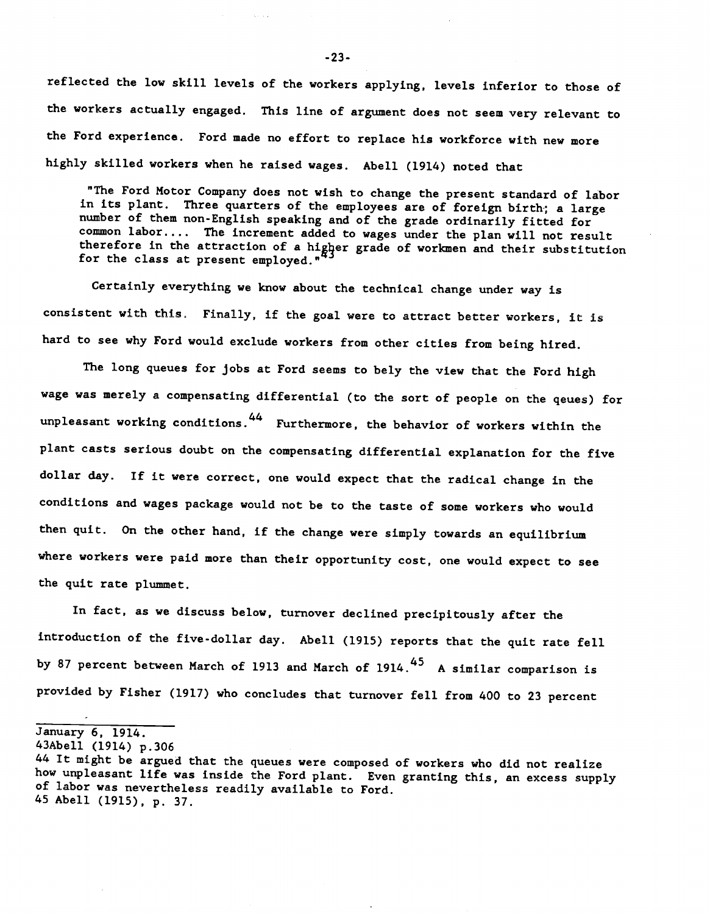reflected the low skill levels of the workers applying, levels inferior to those of the workers actually engaged. This line of argument does not seem very relevant to the Ford experience. Ford made no effort to replace his workforce with new more highly skilled workers when he raised wages. Abell (1914) noted that

> "The Ford Motor Company does not wish to change the present standard of labor in its plant. Three quarters of the employees are of foreign birth; a large number of them non-English speaking and of the grade ordinarily fitted for common labor.... The increment added to wages under the plan will not result therefore in the attraction of a higher grade of workmen and their substitution for the class at present employed."[43]

Certainly everything we know about the technical change under way is consistent with this. Finally, if the goal were to attract better workers, it is hard to see why Ford would exclude workers from other cities from being hired.

The long queues for jobs at Ford seems to bely the view that the Ford high wage was merely a compensating differential (to the sort of people on the qeues) for unpleasant working conditions.[44] Furthermore, the behavior of workers within the plant casts serious doubt on the compensating differential explanation for the five dollar day. If it were correct, one would expect that the radical change in the conditions and wages package would not be to the taste of some workers who would then quit. On the other hand, if the change were simply towards an equilibrium where workers were paid more than their opportunity cost, one would expect to see the quit rate plummet.

In fact, as we discuss below, turnover declined precipitously after the introduction of the five-dollar day. Abell (1915) reports that the quit rate fell by 87 percent between March of 1913 and March of 1914.[45] A similar comparison is provided by Fisher (1917) who concludes that turnover fell from 400 to 23 percent

---

January 6, 1914.

43 Abell (1914) p.306

44 It might be argued that the queues were composed of workers who did not realize how unpleasant life was inside the Ford plant. Even granting this, an excess supply of labor was nevertheless readily available to Ford.

45 Abell (1915), p. 37.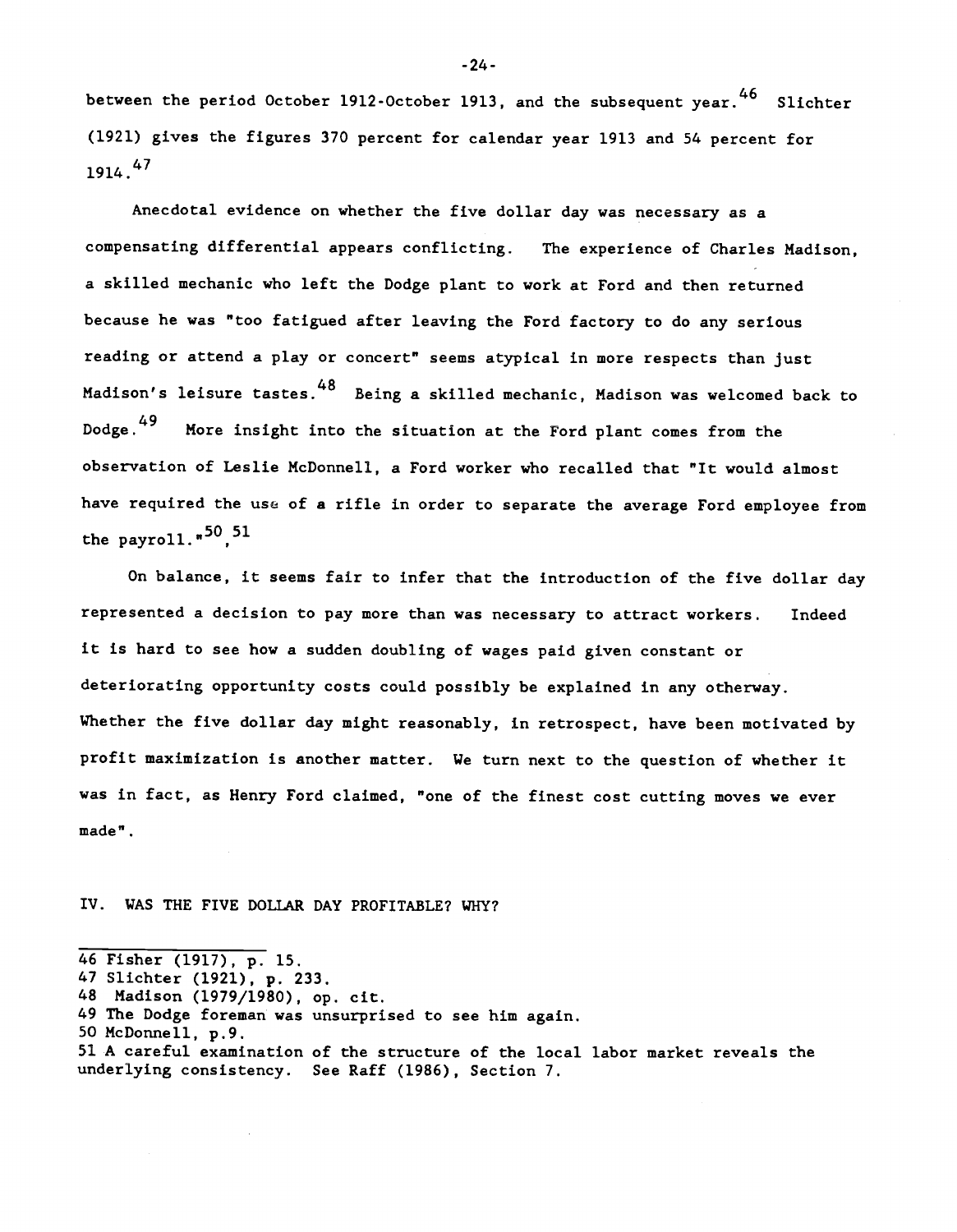between the period October 1912-October 1913, and the subsequent year.[46] Slichter (1921) gives the figures 370 percent for calendar year 1913 and 54 percent for 1914.[47]

Anecdotal evidence on whether the five dollar day was necessary as a compensating differential appears conflicting. The experience of Charles Madison, a skilled mechanic who left the Dodge plant to work at Ford and then returned because he was "too fatigued after leaving the Ford factory to do any serious reading or attend a play or concert" seems atypical in more respects than just Madison's leisure tastes.[48] Being a skilled mechanic, Madison was welcomed back to Dodge.[49] More insight into the situation at the Ford plant comes from the observation of Leslie McDonnell, a Ford worker who recalled that "It would almost have required the use of a rifle in order to separate the average Ford employee from the payroll."[50,51]

On balance, it seems fair to infer that the introduction of the five dollar day represented a decision to pay more than was necessary to attract workers. Indeed it is hard to see how a sudden doubling of wages paid given constant or deteriorating opportunity costs could possibly be explained in any otherway. Whether the five dollar day might reasonably, in retrospect, have been motivated by profit maximization is another matter. We turn next to the question of whether it was in fact, as Henry Ford claimed, "one of the finest cost cutting moves we ever made".

## IV. WAS THE FIVE DOLLAR DAY PROFITABLE? WHY?

---

46 Fisher (1917), p. 15.

47 Slichter (1921), p. 233.

48 Madison (1979/1980), op. cit.

49 The Dodge foreman was unsurprised to see him again.

50 McDonnell, p.9.

51 A careful examination of the structure of the local labor market reveals the underlying consistency. See Raff (1986), Section 7.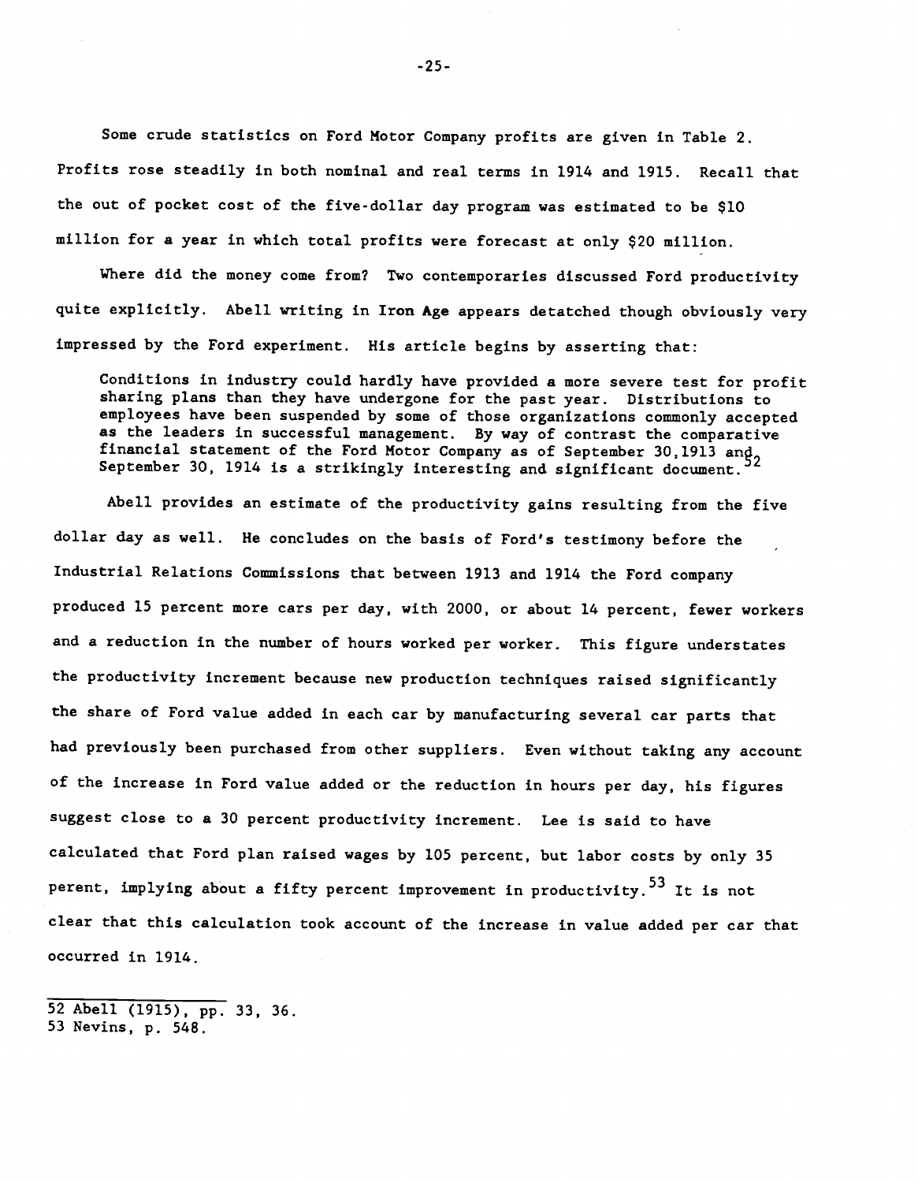Some crude statistics on Ford Motor Company profits are given in Table 2. Profits rose steadily in both nominal and real terms in 1914 and 1915. Recall that the out of pocket cost of the five-dollar day program was estimated to be $10 million for a year in which total profits were forecast at only $20 million.

Where did the money come from? Two contemporaries discussed Ford productivity quite explicitly. Abell writing in Iron Age appears detatched though obviously very impressed by the Ford experiment. His article begins by asserting that:

> Conditions in industry could hardly have provided a more severe test for profit sharing plans than they have undergone for the past year. Distributions to employees have been suspended by some of those organizations commonly accepted as the leaders in successful management. By way of contrast the comparative financial statement of the Ford Motor Company as of September 30,1913 and September 30, 1914 is a strikingly interesting and significant document.[52]

Abell provides an estimate of the productivity gains resulting from the five dollar day as well. He concludes on the basis of Ford's testimony before the Industrial Relations Commissions that between 1913 and 1914 the Ford company produced 15 percent more cars per day, with 2000, or about 14 percent, fewer workers and a reduction in the number of hours worked per worker. This figure understates the productivity increment because new production techniques raised significantly the share of Ford value added in each car by manufacturing several car parts that had previously been purchased from other suppliers. Even without taking any account of the increase in Ford value added or the reduction in hours per day, his figures suggest close to a 30 percent productivity increment. Lee is said to have calculated that Ford plan raised wages by 105 percent, but labor costs by only 35 perent, implying about a fifty percent improvement in productivity.[53] It is not clear that this calculation took account of the increase in value added per car that occurred in 1914.

---

52 Abell (1915), pp. 33, 36.
53 Nevins, p. 548.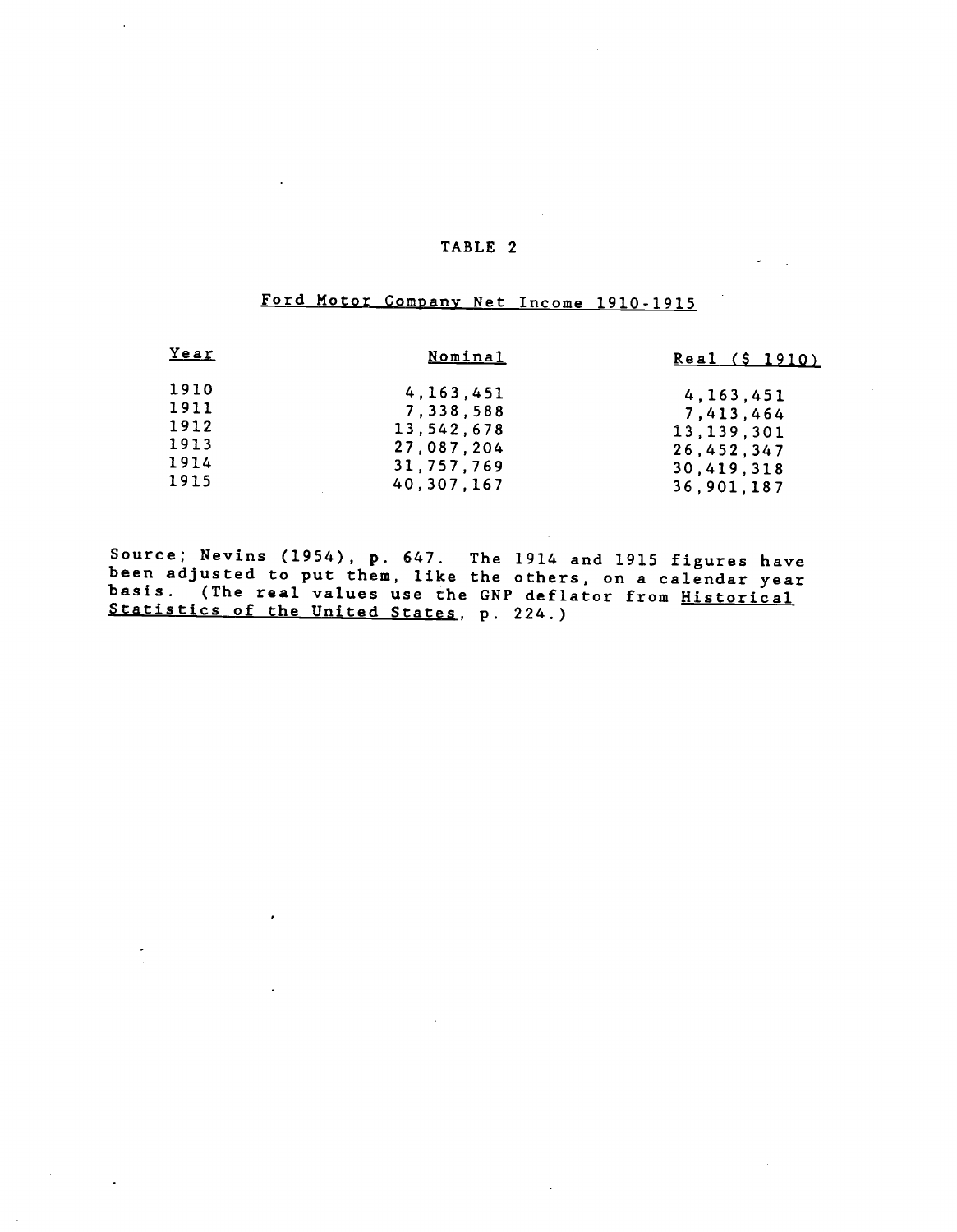TABLE 2

Ford Motor Company Net Income 1910-1915

| Year | Nominal | Real ($ 1910) |
|---|---|---|
| 1910 | 4,163,451 | 4,163,451 |
| 1911 | 7,338,588 | 7,413,464 |
| 1912 | 13,542,678 | 13,139,301 |
| 1913 | 27,087,204 | 26,452,347 |
| 1914 | 31,757,769 | 30,419,318 |
| 1915 | 40,307,167 | 36,901,187 |

Source; Nevins (1954), p. 647. The 1914 and 1915 figures have been adjusted to put them, like the others, on a calendar year basis. (The real values use the GNP deflator from Historical Statistics of the United States, p. 224.)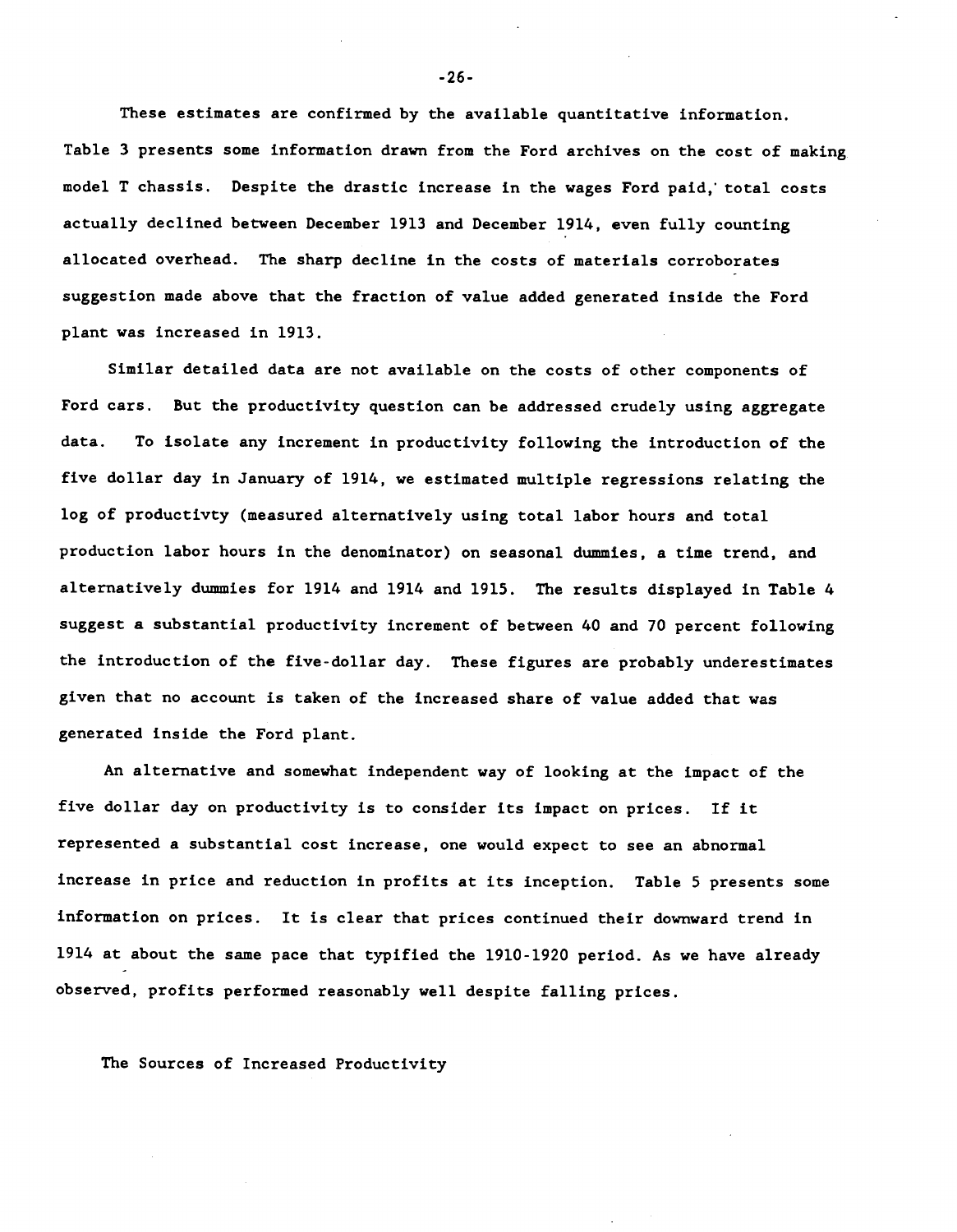These estimates are confirmed by the available quantitative information. Table 3 presents some information drawn from the Ford archives on the cost of making model T chassis. Despite the drastic increase in the wages Ford paid, total costs actually declined between December 1913 and December 1914, even fully counting allocated overhead. The sharp decline in the costs of materials corroborates suggestion made above that the fraction of value added generated inside the Ford plant was increased in 1913.

Similar detailed data are not available on the costs of other components of Ford cars. But the productivity question can be addressed crudely using aggregate data. To isolate any increment in productivity following the introduction of the five dollar day in January of 1914, we estimated multiple regressions relating the log of productivty (measured alternatively using total labor hours and total production labor hours in the denominator) on seasonal dummies, a time trend, and alternatively dummies for 1914 and 1914 and 1915. The results displayed in Table 4 suggest a substantial productivity increment of between 40 and 70 percent following the introduction of the five-dollar day. These figures are probably underestimates given that no account is taken of the increased share of value added that was generated inside the Ford plant.

An alternative and somewhat independent way of looking at the impact of the five dollar day on productivity is to consider its impact on prices. If it represented a substantial cost increase, one would expect to see an abnormal increase in price and reduction in profits at its inception. Table 5 presents some information on prices. It is clear that prices continued their downward trend in 1914 at about the same pace that typified the 1910-1920 period. As we have already observed, profits performed reasonably well despite falling prices.

## The Sources of Increased Productivity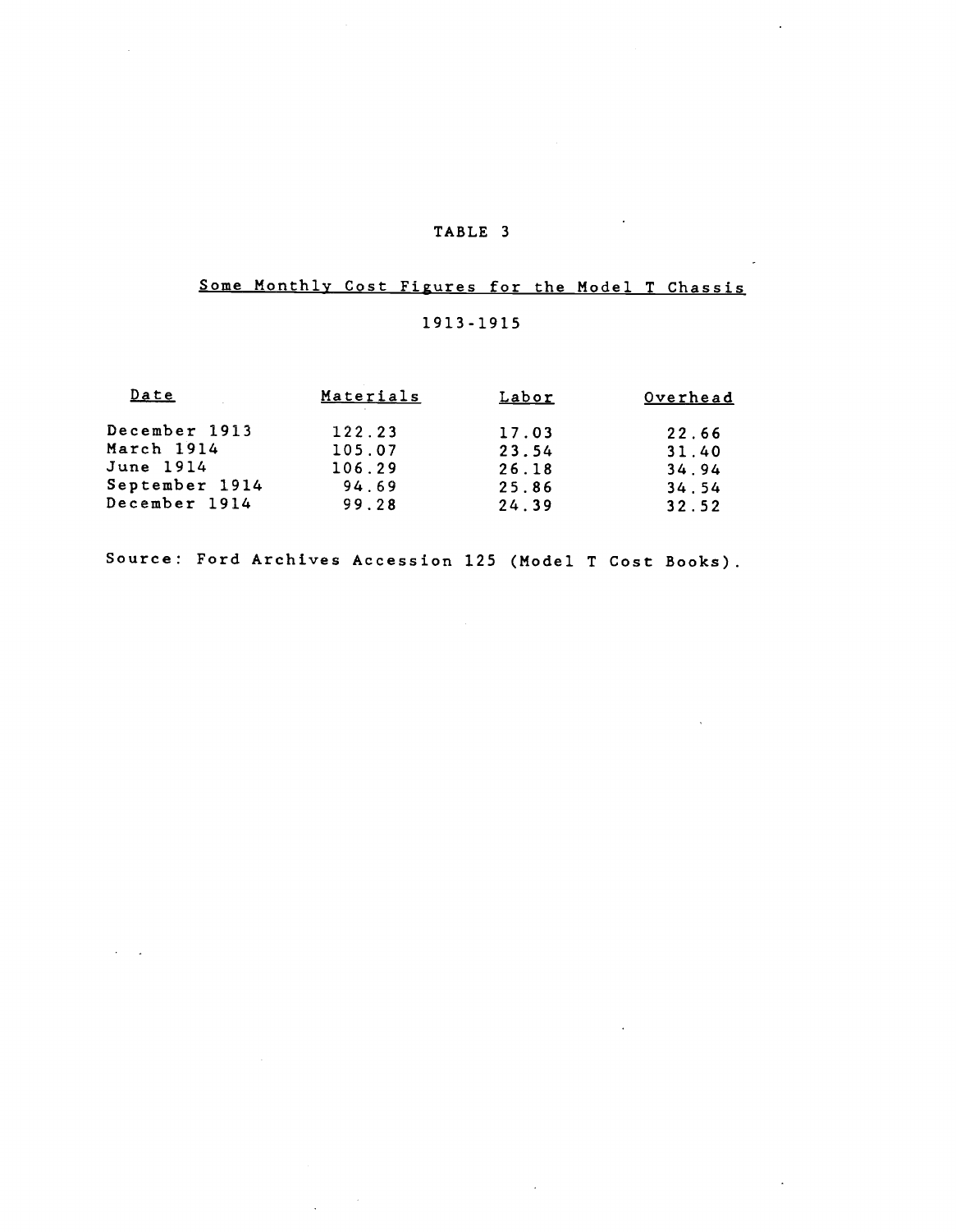TABLE 3

Some Monthly Cost Figures for the Model T Chassis

1913-1915

| Date | Materials | Labor | Overhead |
|---|---|---|---|
| December 1913 | 122.23 | 17.03 | 22.66 |
| March 1914 | 105.07 | 23.54 | 31.40 |
| June 1914 | 106.29 | 26.18 | 34.94 |
| September 1914 | 94.69 | 25.86 | 34.54 |
| December 1914 | 99.28 | 24.39 | 32.52 |

Source: Ford Archives Accession 125 (Model T Cost Books).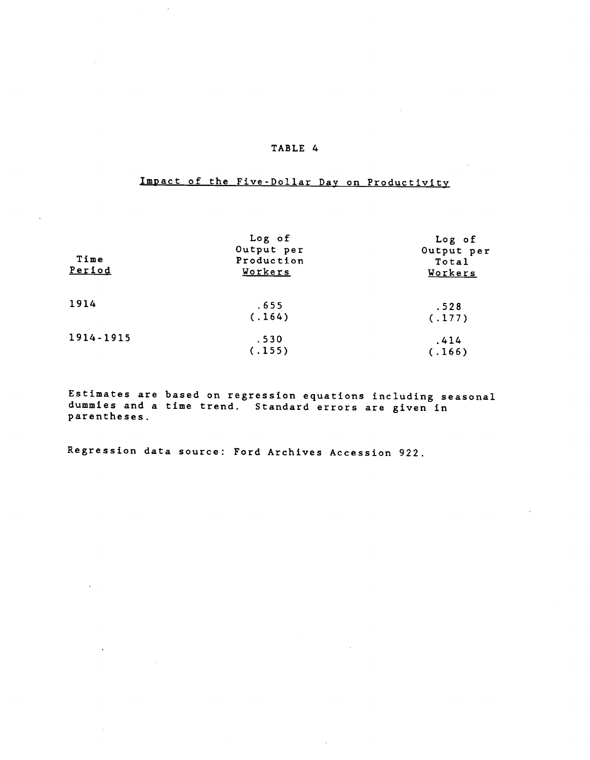## TABLE 4

### Impact of the Five-Dollar Day on Productivity

| Time Period | Log of Output per Production Workers | Log of Output per Total Workers |
|---|---|---|
| 1914 | .655 | .528 |
| | (.164) | (.177) |
| 1914-1915 | .530 | .414 |
| | (.155) | (.166) |

Estimates are based on regression equations including seasonal dummies and a time trend. Standard errors are given in parentheses.

Regression data source: Ford Archives Accession 922.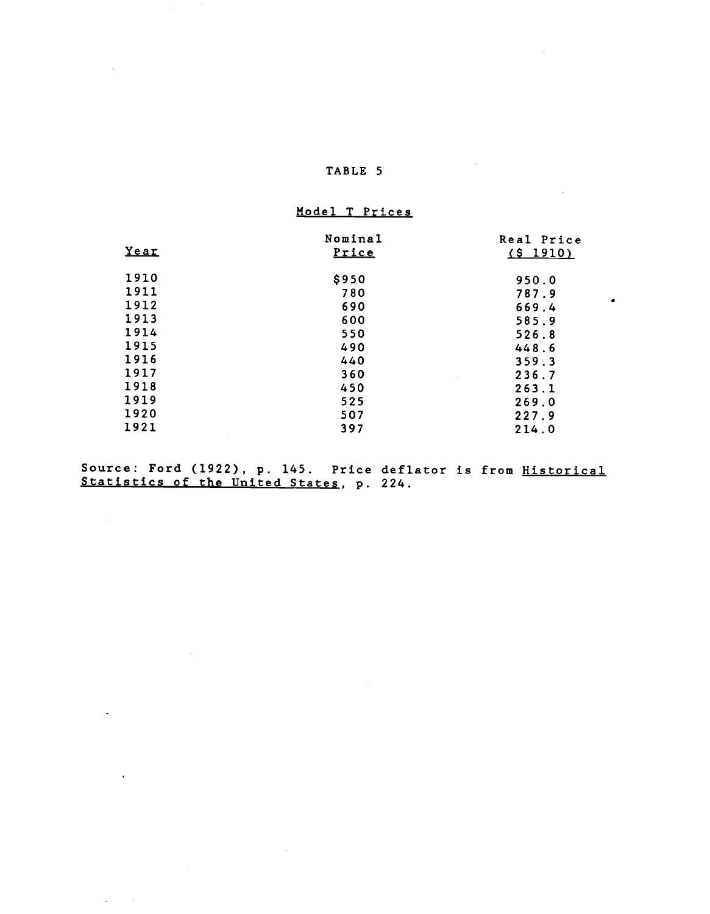TABLE 5

Model T Prices

| Year | Nominal Price | Real Price ($ 1910) |
|---|---|---|
| 1910 | $950 | 950.0 |
| 1911 | 780 | 787.9 |
| 1912 | 690 | 669.4 |
| 1913 | 600 | 585.9 |
| 1914 | 550 | 526.8 |
| 1915 | 490 | 448.6 |
| 1916 | 440 | 359.3 |
| 1917 | 360 | 236.7 |
| 1918 | 450 | 263.1 |
| 1919 | 525 | 269.0 |
| 1920 | 507 | 227.9 |
| 1921 | 397 | 214.0 |

Source: Ford (1922), p. 145. Price deflator is from Historical Statistics of the United States, p. 224.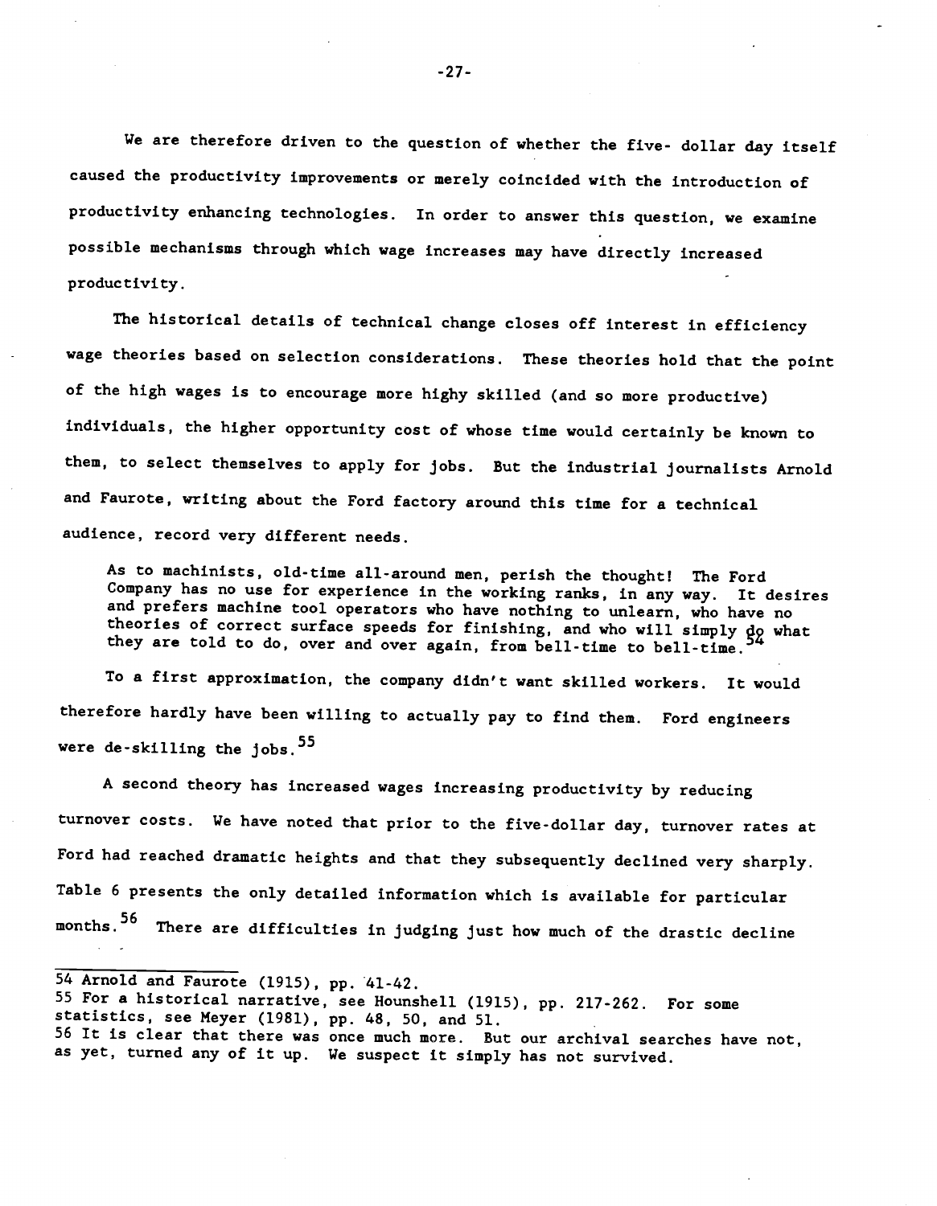We are therefore driven to the question of whether the five- dollar day itself caused the productivity improvements or merely coincided with the introduction of productivity enhancing technologies. In order to answer this question, we examine possible mechanisms through which wage increases may have directly increased productivity.

The historical details of technical change closes off interest in efficiency wage theories based on selection considerations. These theories hold that the point of the high wages is to encourage more highy skilled (and so more productive) individuals, the higher opportunity cost of whose time would certainly be known to them, to select themselves to apply for jobs. But the industrial journalists Arnold and Faurote, writing about the Ford factory around this time for a technical audience, record very different needs.

> As to machinists, old-time all-around men, perish the thought! The Ford Company has no use for experience in the working ranks, in any way. It desires and prefers machine tool operators who have nothing to unlearn, who have no theories of correct surface speeds for finishing, and who will simply do what they are told to do, over and over again, from bell-time to bell-time.[54]

To a first approximation, the company didn't want skilled workers. It would therefore hardly have been willing to actually pay to find them. Ford engineers were de-skilling the jobs.[55]

A second theory has increased wages increasing productivity by reducing turnover costs. We have noted that prior to the five-dollar day, turnover rates at Ford had reached dramatic heights and that they subsequently declined very sharply. Table 6 presents the only detailed information which is available for particular months.[56] There are difficulties in judging just how much of the drastic decline

---

54 Arnold and Faurote (1915), pp. 41-42.

55 For a historical narrative, see Hounshell (1915), pp. 217-262. For some statistics, see Meyer (1981), pp. 48, 50, and 51.

56 It is clear that there was once much more. But our archival searches have not, as yet, turned any of it up. We suspect it simply has not survived.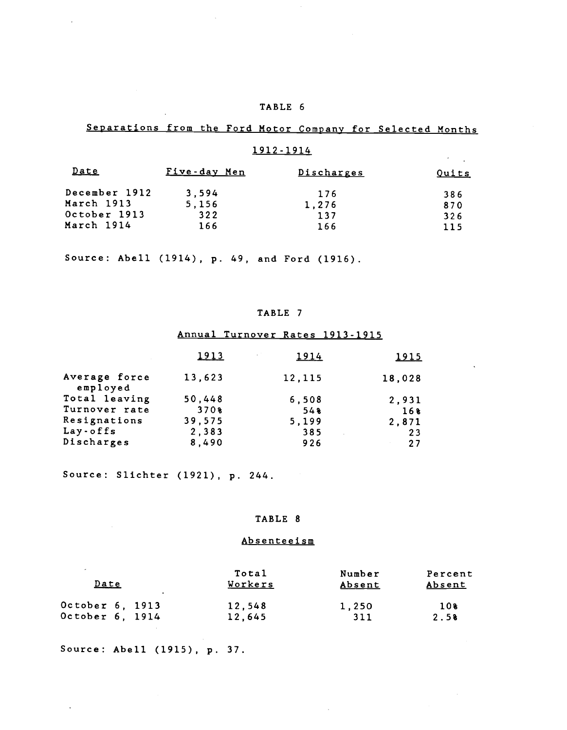### TABLE 6

**Separations from the Ford Motor Company for Selected Months**

**1912-1914**

| Date | Five-day Men | Discharges | Quits |
|---|---|---|---|
| December 1912 | 3,594 | 176 | 386 |
| March 1913 | 5,156 | 1,276 | 870 |
| October 1913 | 322 | 137 | 326 |
| March 1914 | 166 | 166 | 115 |

Source: Abell (1914), p. 49, and Ford (1916).

### TABLE 7

**Annual Turnover Rates 1913-1915**

| | 1913 | 1914 | 1915 |
|---|---|---|---|
| Average force employed | 13,623 | 12,115 | 18,028 |
| Total leaving | 50,448 | 6,508 | 2,931 |
| Turnover rate | 370% | 54% | 16% |
| Resignations | 39,575 | 5,199 | 2,871 |
| Lay-offs | 2,383 | 385 | 23 |
| Discharges | 8,490 | 926 | 27 |

Source: Slichter (1921), p. 244.

### TABLE 8

**Absenteeism**

| Date | Total Workers | Number Absent | Percent Absent |
|---|---|---|---|
| October 6, 1913 | 12,548 | 1,250 | 10% |
| October 6, 1914 | 12,645 | 311 | 2.5% |

Source: Abell (1915), p. 37.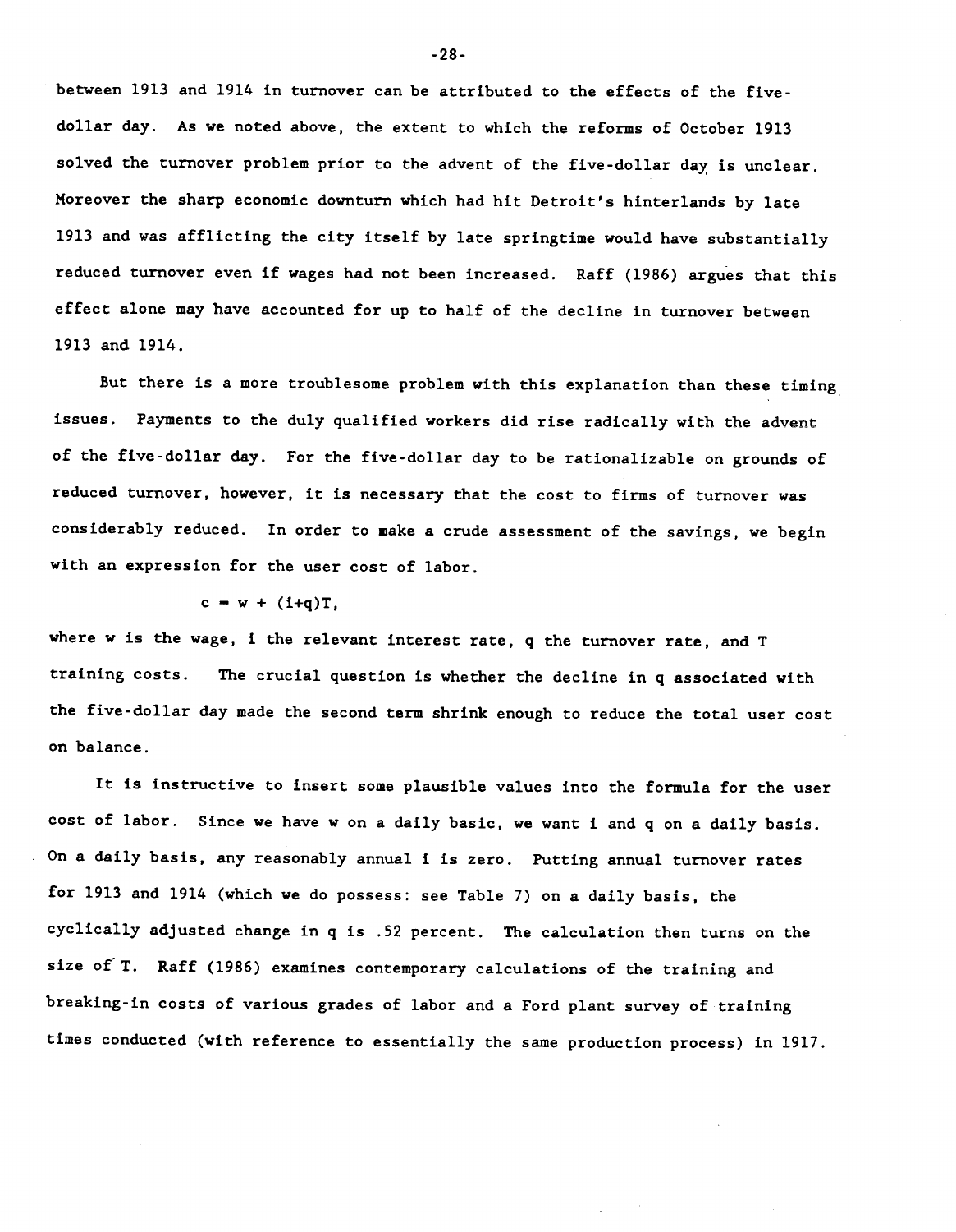between 1913 and 1914 in turnover can be attributed to the effects of the five-dollar day. As we noted above, the extent to which the reforms of October 1913 solved the turnover problem prior to the advent of the five-dollar day is unclear. Moreover the sharp economic downturn which had hit Detroit's hinterlands by late 1913 and was afflicting the city itself by late springtime would have substantially reduced turnover even if wages had not been increased. Raff (1986) argues that this effect alone may have accounted for up to half of the decline in turnover between 1913 and 1914.

But there is a more troublesome problem with this explanation than these timing issues. Payments to the duly qualified workers did rise radically with the advent of the five-dollar day. For the five-dollar day to be rationalizable on grounds of reduced turnover, however, it is necessary that the cost to firms of turnover was considerably reduced. In order to make a crude assessment of the savings, we begin with an expression for the user cost of labor.

$$c = w + (i+q)T,$$

where $w$ is the wage, $i$ the relevant interest rate, $q$ the turnover rate, and $T$ training costs. The crucial question is whether the decline in $q$ associated with the five-dollar day made the second term shrink enough to reduce the total user cost on balance.

It is instructive to insert some plausible values into the formula for the user cost of labor. Since we have $w$ on a daily basic, we want $i$ and $q$ on a daily basis. On a daily basis, any reasonably annual $i$ is zero. Putting annual turnover rates for 1913 and 1914 (which we do possess: see Table 7) on a daily basis, the cyclically adjusted change in $q$ is .52 percent. The calculation then turns on the size of $T$. Raff (1986) examines contemporary calculations of the training and breaking-in costs of various grades of labor and a Ford plant survey of training times conducted (with reference to essentially the same production process) in 1917.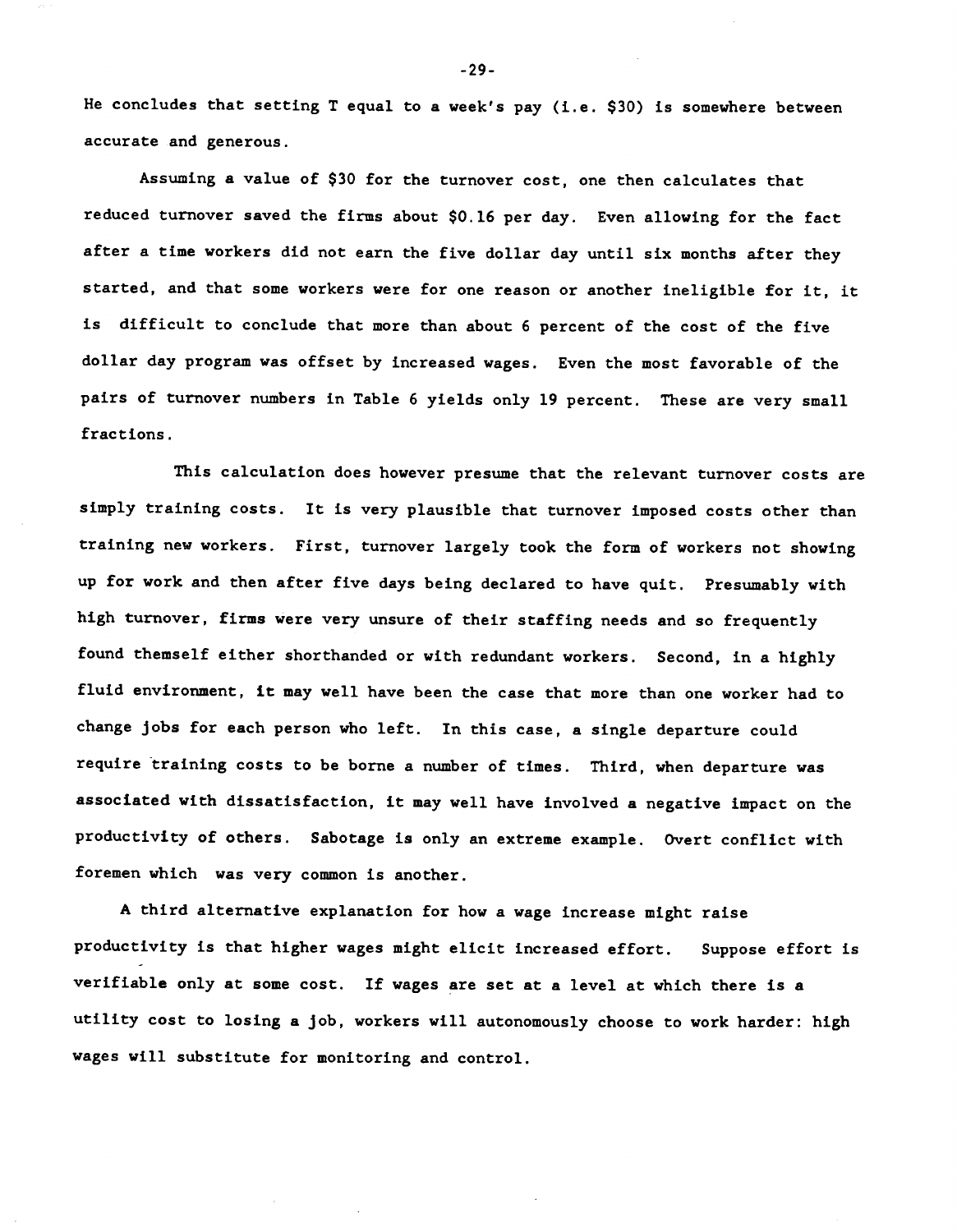He concludes that setting T equal to a week's pay (i.e. $30) is somewhere between accurate and generous.

Assuming a value of $30 for the turnover cost, one then calculates that reduced turnover saved the firms about $0.16 per day. Even allowing for the fact after a time workers did not earn the five dollar day until six months after they started, and that some workers were for one reason or another ineligible for it, it is difficult to conclude that more than about 6 percent of the cost of the five dollar day program was offset by increased wages. Even the most favorable of the pairs of turnover numbers in Table 6 yields only 19 percent. These are very small fractions.

This calculation does however presume that the relevant turnover costs are simply training costs. It is very plausible that turnover imposed costs other than training new workers. First, turnover largely took the form of workers not showing up for work and then after five days being declared to have quit. Presumably with high turnover, firms were very unsure of their staffing needs and so frequently found themself either shorthanded or with redundant workers. Second, in a highly fluid environment, it may well have been the case that more than one worker had to change jobs for each person who left. In this case, a single departure could require training costs to be borne a number of times. Third, when departure was associated with dissatisfaction, it may well have involved a negative impact on the productivity of others. Sabotage is only an extreme example. Overt conflict with foremen which was very common is another.

A third alternative explanation for how a wage increase might raise productivity is that higher wages might elicit increased effort. Suppose effort is verifiable only at some cost. If wages are set at a level at which there is a utility cost to losing a job, workers will autonomously choose to work harder: high wages will substitute for monitoring and control.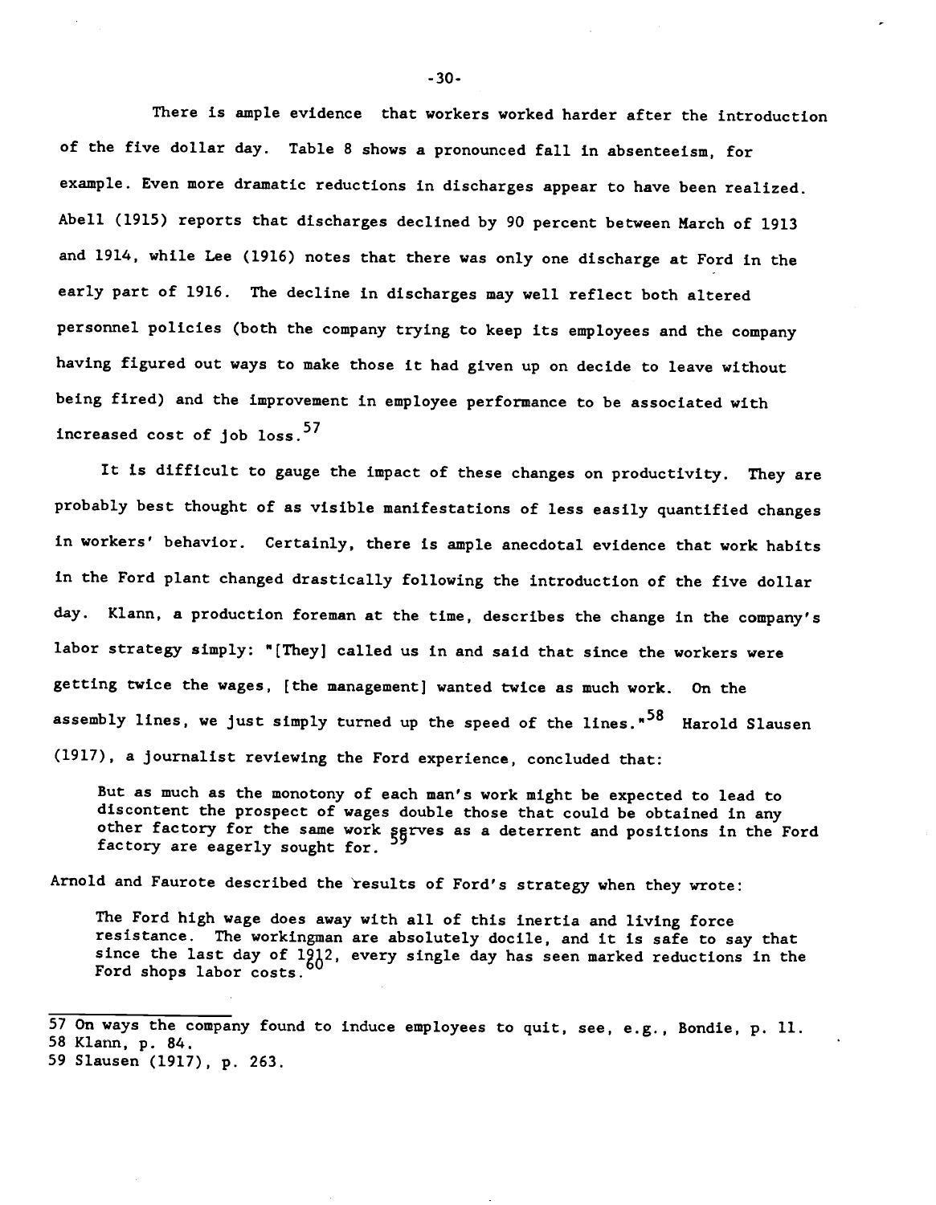There is ample evidence that workers worked harder after the introduction of the five dollar day. Table 8 shows a pronounced fall in absenteeism, for example. Even more dramatic reductions in discharges appear to have been realized. Abell (1915) reports that discharges declined by 90 percent between March of 1913 and 1914, while Lee (1916) notes that there was only one discharge at Ford in the early part of 1916. The decline in discharges may well reflect both altered personnel policies (both the company trying to keep its employees and the company having figured out ways to make those it had given up on decide to leave without being fired) and the improvement in employee performance to be associated with increased cost of job loss.[57]

It is difficult to gauge the impact of these changes on productivity. They are probably best thought of as visible manifestations of less easily quantified changes in workers' behavior. Certainly, there is ample anecdotal evidence that work habits in the Ford plant changed drastically following the introduction of the five dollar day. Klann, a production foreman at the time, describes the change in the company's labor strategy simply: "[They] called us in and said that since the workers were getting twice the wages, [the management] wanted twice as much work. On the assembly lines, we just simply turned up the speed of the lines."[58] Harold Slausen (1917), a journalist reviewing the Ford experience, concluded that:

> But as much as the monotony of each man's work might be expected to lead to discontent the prospect of wages double those that could be obtained in any other factory for the same work serves as a deterrent and positions in the Ford factory are eagerly sought for.[59]

Arnold and Faurote described the results of Ford's strategy when they wrote:

> The Ford high wage does away with all of this inertia and living force resistance. The workingman are absolutely docile, and it is safe to say that since the last day of 1912, every single day has seen marked reductions in the Ford shops labor costs.[60]

---

57 On ways the company found to induce employees to quit, see, e.g., Bondie, p. 11.
58 Klann, p. 84.
59 Slausen (1917), p. 263.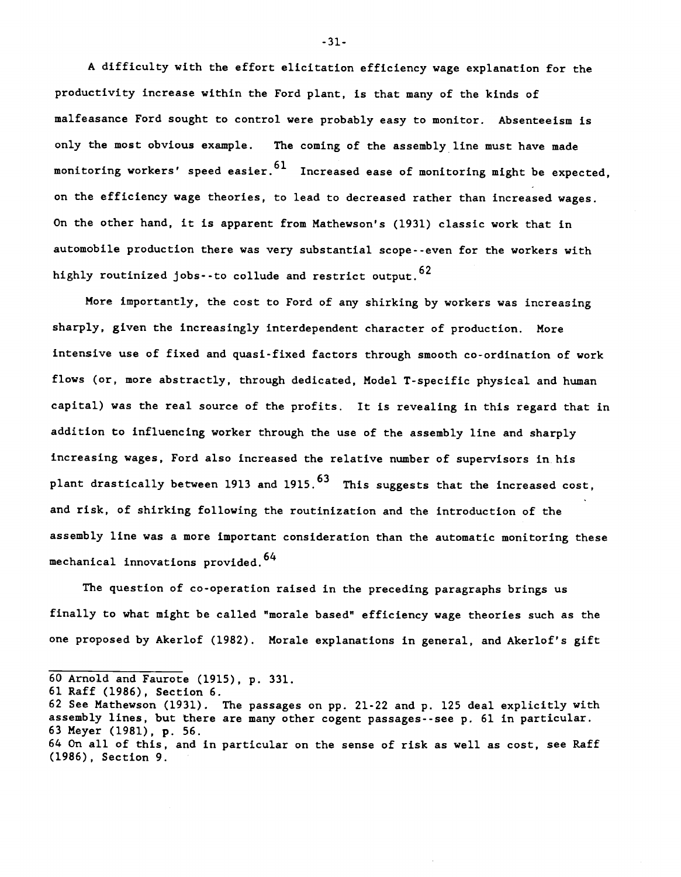A difficulty with the effort elicitation efficiency wage explanation for the productivity increase within the Ford plant, is that many of the kinds of malfeasance Ford sought to control were probably easy to monitor. Absenteeism is only the most obvious example. The coming of the assembly line must have made monitoring workers' speed easier.[61] Increased ease of monitoring might be expected, on the efficiency wage theories, to lead to decreased rather than increased wages. On the other hand, it is apparent from Mathewson's (1931) classic work that in automobile production there was very substantial scope--even for the workers with highly routinized jobs--to collude and restrict output.[62]

More importantly, the cost to Ford of any shirking by workers was increasing sharply, given the increasingly interdependent character of production. More intensive use of fixed and quasi-fixed factors through smooth co-ordination of work flows (or, more abstractly, through dedicated, Model T-specific physical and human capital) was the real source of the profits. It is revealing in this regard that in addition to influencing worker through the use of the assembly line and sharply increasing wages, Ford also increased the relative number of supervisors in his plant drastically between 1913 and 1915.[63] This suggests that the increased cost, and risk, of shirking following the routinization and the introduction of the assembly line was a more important consideration than the automatic monitoring these mechanical innovations provided.[64]

The question of co-operation raised in the preceding paragraphs brings us finally to what might be called "morale based" efficiency wage theories such as the one proposed by Akerlof (1982). Morale explanations in general, and Akerlof's gift

60 Arnold and Faurote (1915), p. 331.

61 Raff (1986), Section 6.

62 See Mathewson (1931). The passages on pp. 21-22 and p. 125 deal explicitly with assembly lines, but there are many other cogent passages--see p. 61 in particular.

63 Meyer (1981), p. 56.

64 On all of this, and in particular on the sense of risk as well as cost, see Raff (1986), Section 9.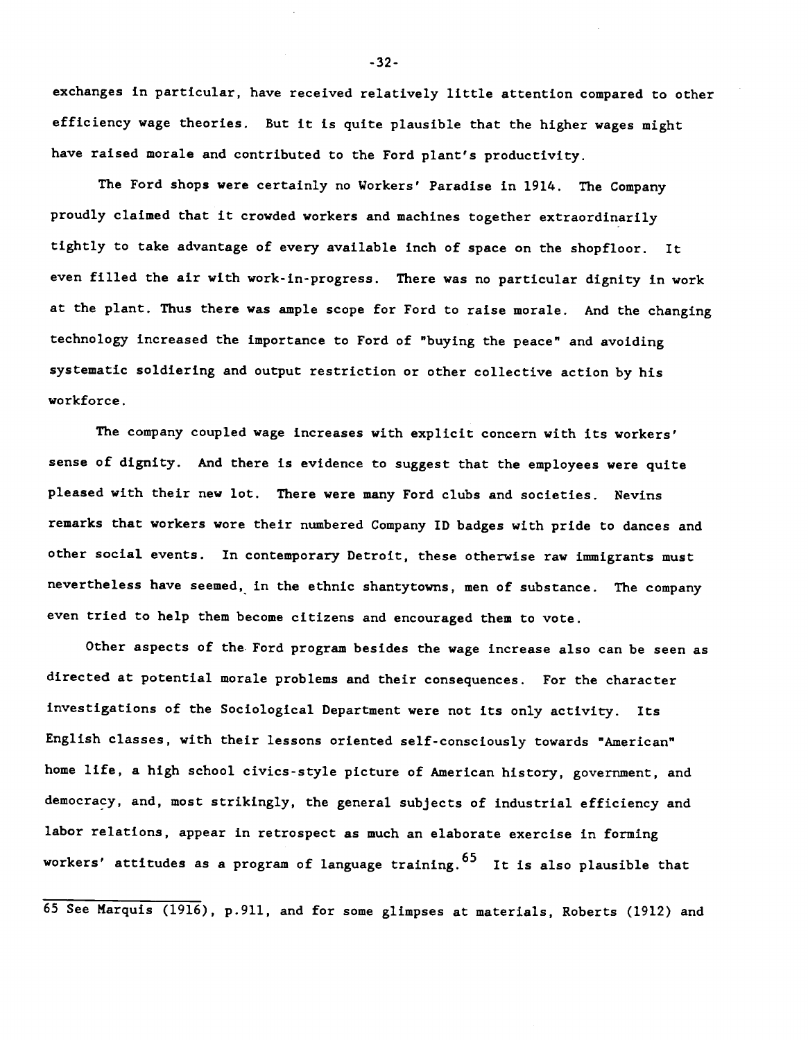exchanges in particular, have received relatively little attention compared to other efficiency wage theories. But it is quite plausible that the higher wages might have raised morale and contributed to the Ford plant's productivity.

The Ford shops were certainly no Workers' Paradise in 1914. The Company proudly claimed that it crowded workers and machines together extraordinarily tightly to take advantage of every available inch of space on the shopfloor. It even filled the air with work-in-progress. There was no particular dignity in work at the plant. Thus there was ample scope for Ford to raise morale. And the changing technology increased the importance to Ford of "buying the peace" and avoiding systematic soldiering and output restriction or other collective action by his workforce.

The company coupled wage increases with explicit concern with its workers' sense of dignity. And there is evidence to suggest that the employees were quite pleased with their new lot. There were many Ford clubs and societies. Nevins remarks that workers wore their numbered Company ID badges with pride to dances and other social events. In contemporary Detroit, these otherwise raw immigrants must nevertheless have seemed, in the ethnic shantytowns, men of substance. The company even tried to help them become citizens and encouraged them to vote.

Other aspects of the Ford program besides the wage increase also can be seen as directed at potential morale problems and their consequences. For the character investigations of the Sociological Department were not its only activity. Its English classes, with their lessons oriented self-consciously towards "American" home life, a high school civics-style picture of American history, government, and democracy, and, most strikingly, the general subjects of industrial efficiency and labor relations, appear in retrospect as much an elaborate exercise in forming workers' attitudes as a program of language training.[65] It is also plausible that

---

65 See Marquis (1916), p.911, and for some glimpses at materials, Roberts (1912) and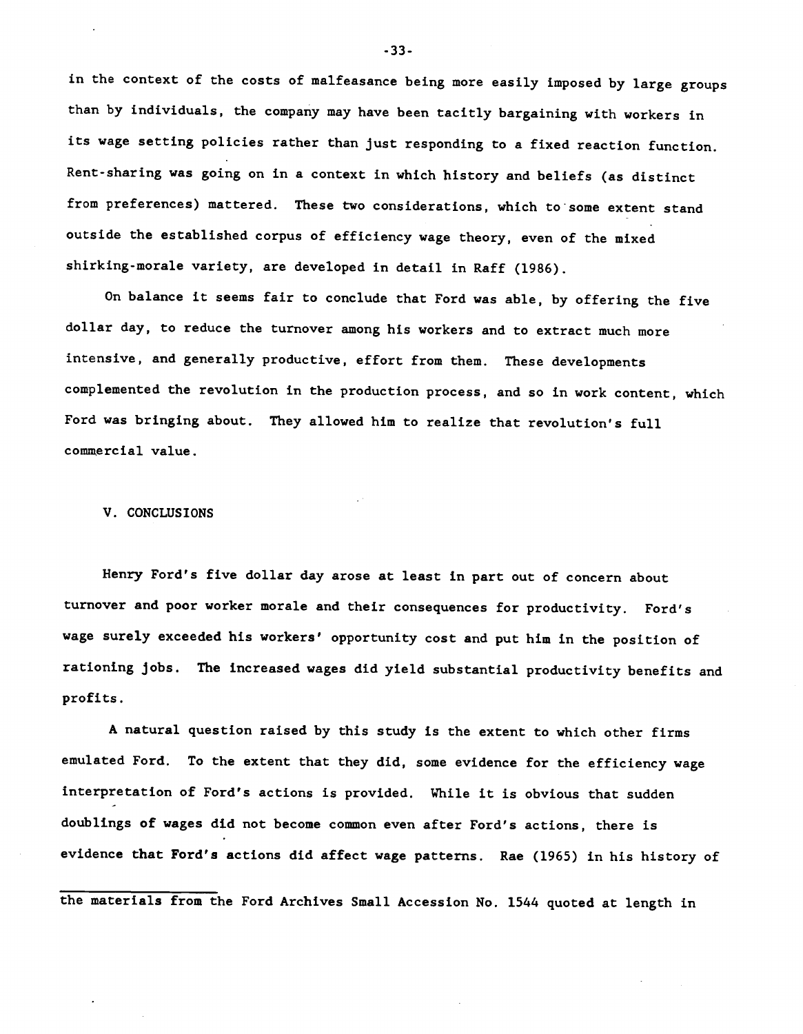in the context of the costs of malfeasance being more easily imposed by large groups than by individuals, the company may have been tacitly bargaining with workers in its wage setting policies rather than just responding to a fixed reaction function. Rent-sharing was going on in a context in which history and beliefs (as distinct from preferences) mattered. These two considerations, which to some extent stand outside the established corpus of efficiency wage theory, even of the mixed shirking-morale variety, are developed in detail in Raff (1986).

On balance it seems fair to conclude that Ford was able, by offering the five dollar day, to reduce the turnover among his workers and to extract much more intensive, and generally productive, effort from them. These developments complemented the revolution in the production process, and so in work content, which Ford was bringing about. They allowed him to realize that revolution's full commercial value.

## V. CONCLUSIONS

Henry Ford's five dollar day arose at least in part out of concern about turnover and poor worker morale and their consequences for productivity. Ford's wage surely exceeded his workers' opportunity cost and put him in the position of rationing jobs. The increased wages did yield substantial productivity benefits and profits.

A natural question raised by this study is the extent to which other firms emulated Ford. To the extent that they did, some evidence for the efficiency wage interpretation of Ford's actions is provided. While it is obvious that sudden doublings of wages did not become common even after Ford's actions, there is evidence that Ford's actions did affect wage patterns. Rae (1965) in his history of

---

the materials from the Ford Archives Small Accession No. 1544 quoted at length in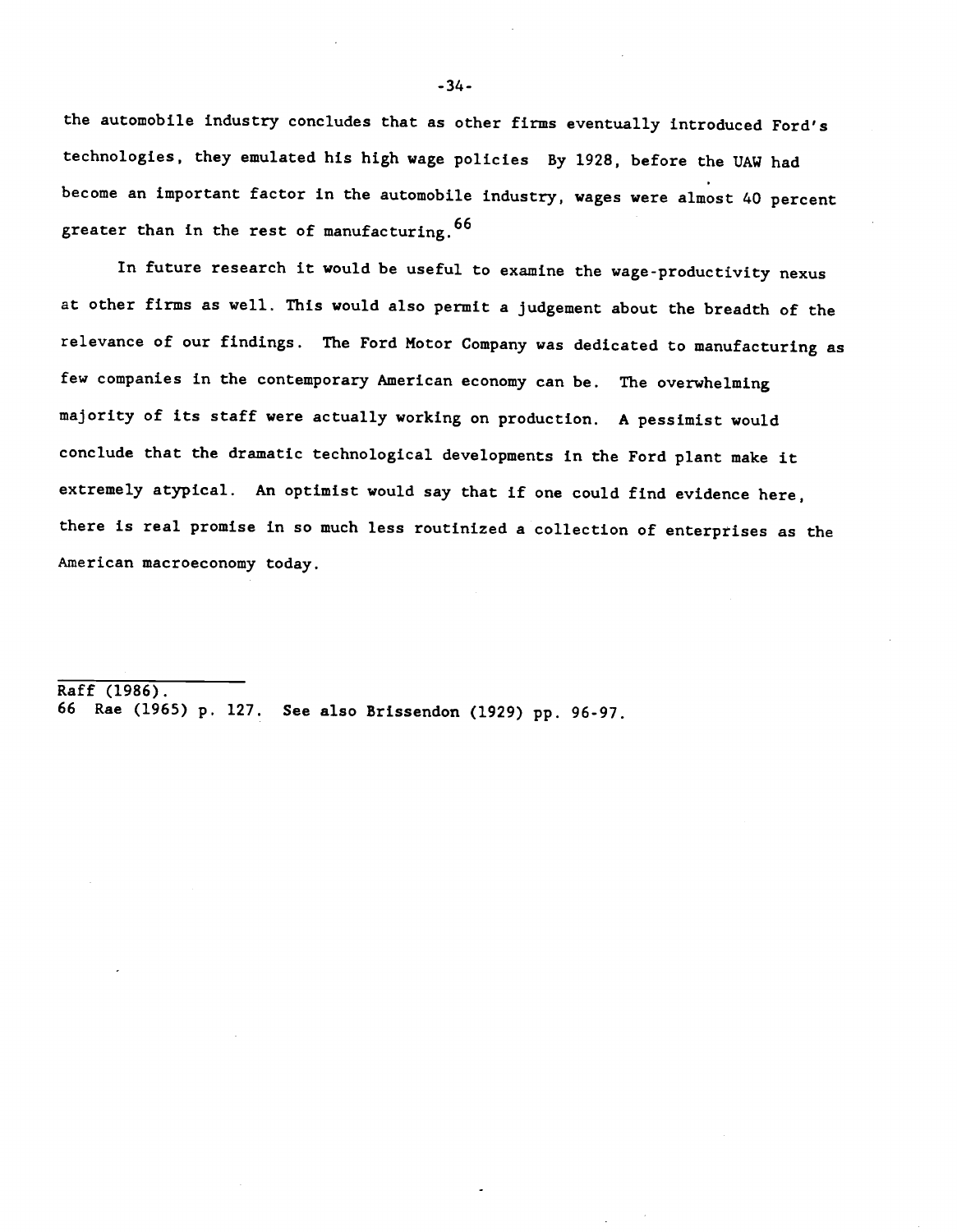the automobile industry concludes that as other firms eventually introduced Ford's technologies, they emulated his high wage policies By 1928, before the UAW had become an important factor in the automobile industry, wages were almost 40 percent greater than in the rest of manufacturing.[66]

In future research it would be useful to examine the wage-productivity nexus at other firms as well. This would also permit a judgement about the breadth of the relevance of our findings. The Ford Motor Company was dedicated to manufacturing as few companies in the contemporary American economy can be. The overwhelming majority of its staff were actually working on production. A pessimist would conclude that the dramatic technological developments in the Ford plant make it extremely atypical. An optimist would say that if one could find evidence here, there is real promise in so much less routinized a collection of enterprises as the American macroeconomy today.

---

Raff (1986).

66 Rae (1965) p. 127. See also Brissendon (1929) pp. 96-97.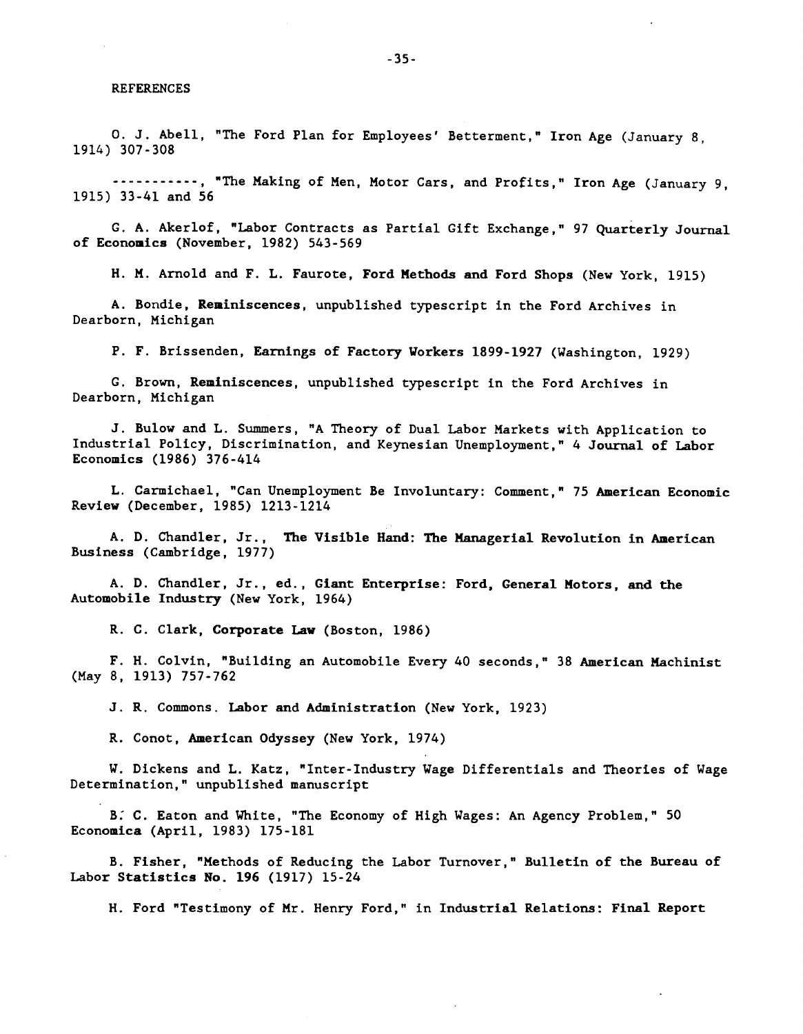## REFERENCES

O. J. Abell, "The Ford Plan for Employees' Betterment," Iron Age (January 8, 1914) 307-308

-----------, "The Making of Men, Motor Cars, and Profits," Iron Age (January 9, 1915) 33-41 and 56

G. A. Akerlof, "Labor Contracts as Partial Gift Exchange," 97 **Quarterly Journal of Economics** (November, 1982) 543-569

H. M. Arnold and F. L. Faurote, **Ford Methods and Ford Shops** (New York, 1915)

A. Bondie, **Reminiscences**, unpublished typescript in the Ford Archives in Dearborn, Michigan

P. F. Brissenden, **Earnings of Factory Workers 1899-1927** (Washington, 1929)

G. Brown, **Reminiscences**, unpublished typescript in the Ford Archives in Dearborn, Michigan

J. Bulow and L. Summers, "A Theory of Dual Labor Markets with Application to Industrial Policy, Discrimination, and Keynesian Unemployment," 4 **Journal of Labor Economics** (1986) 376-414

L. Carmichael, "Can Unemployment Be Involuntary: Comment," 75 **American Economic Review** (December, 1985) 1213-1214

A. D. Chandler, Jr., **The Visible Hand: The Managerial Revolution in American Business** (Cambridge, 1977)

A. D. Chandler, Jr., ed., **Giant Enterprise: Ford, General Motors, and the Automobile Industry** (New York, 1964)

R. C. Clark, **Corporate Law** (Boston, 1986)

F. H. Colvin, "Building an Automobile Every 40 seconds," 38 **American Machinist** (May 8, 1913) 757-762

J. R. Commons. **Labor and Administration** (New York, 1923)

R. Conot, **American Odyssey** (New York, 1974)

W. Dickens and L. Katz, "Inter-Industry Wage Differentials and Theories of Wage Determination," unpublished manuscript

B. C. Eaton and White, "The Economy of High Wages: An Agency Problem," 50 **Economica** (April, 1983) 175-181

B. Fisher, "Methods of Reducing the Labor Turnover," **Bulletin of the Bureau of Labor Statistics No. 196** (1917) 15-24

H. Ford "Testimony of Mr. Henry Ford," in **Industrial Relations: Final Report**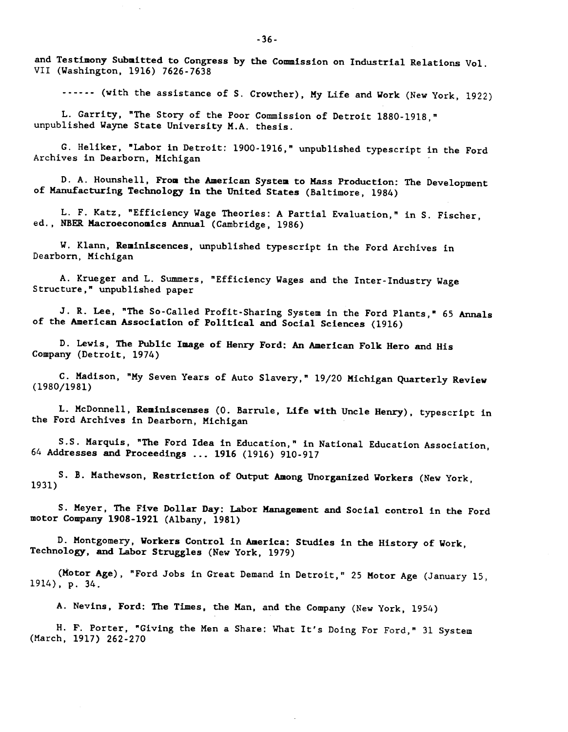and **Testimony Submitted to Congress by the Commission on Industrial Relations** Vol. VII (Washington, 1916) 7626-7638

------ (with the assistance of S. Crowther), My Life and Work (New York, 1922)

L. Garrity, "The Story of the Poor Commission of Detroit 1880-1918," unpublished Wayne State University M.A. thesis.

G. Heliker, "Labor in Detroit: 1900-1916," unpublished typescript in the Ford Archives in Dearborn, Michigan

D. A. Hounshell, **From the American System to Mass Production: The Development of Manufacturing Technology in the United States** (Baltimore, 1984)

L. F. Katz, "Efficiency Wage Theories: A Partial Evaluation," in S. Fischer, ed., **NBER Macroeconomics Annual** (Cambridge, 1986)

W. Klann, **Reminiscences**, unpublished typescript in the Ford Archives in Dearborn, Michigan

A. Krueger and L. Summers, "Efficiency Wages and the Inter-Industry Wage Structure," unpublished paper

J. R. Lee, "The So-Called Profit-Sharing System in the Ford Plants," 65 **Annals of the American Association of Political and Social Sciences** (1916)

D. Lewis, **The Public Image of Henry Ford: An American Folk Hero and His Company** (Detroit, 1974)

C. Madison, "My Seven Years of Auto Slavery," 19/20 **Michigan Quarterly Review** (1980/1981)

L. McDonnell, **Reminiscenses** (O. Barrule, **Life with Uncle Henry**), typescript in the Ford Archives in Dearborn, Michigan

S.S. Marquis, "The Ford Idea in Education," in National Education Association, 64 **Addresses and Proceedings ... 1916** (1916) 910-917

S. B. Mathewson, **Restriction of Output Among Unorganized Workers** (New York, 1931)

S. Meyer, **The Five Dollar Day: Labor Management and Social control in the Ford motor Company 1908-1921** (Albany, 1981)

D. Montgomery, **Workers Control in America: Studies in the History of Work, Technology, and Labor Struggles** (New York, 1979)

(**Motor Age**), "Ford Jobs in Great Demand in Detroit," 25 **Motor Age** (January 15, 1914), p. 34.

A. Nevins, **Ford: The Times, the Man, and the Company** (New York, 1954)

H. F. Porter, "Giving the Men a Share: What It's Doing For Ford," 31 **System** (March, 1917) 262-270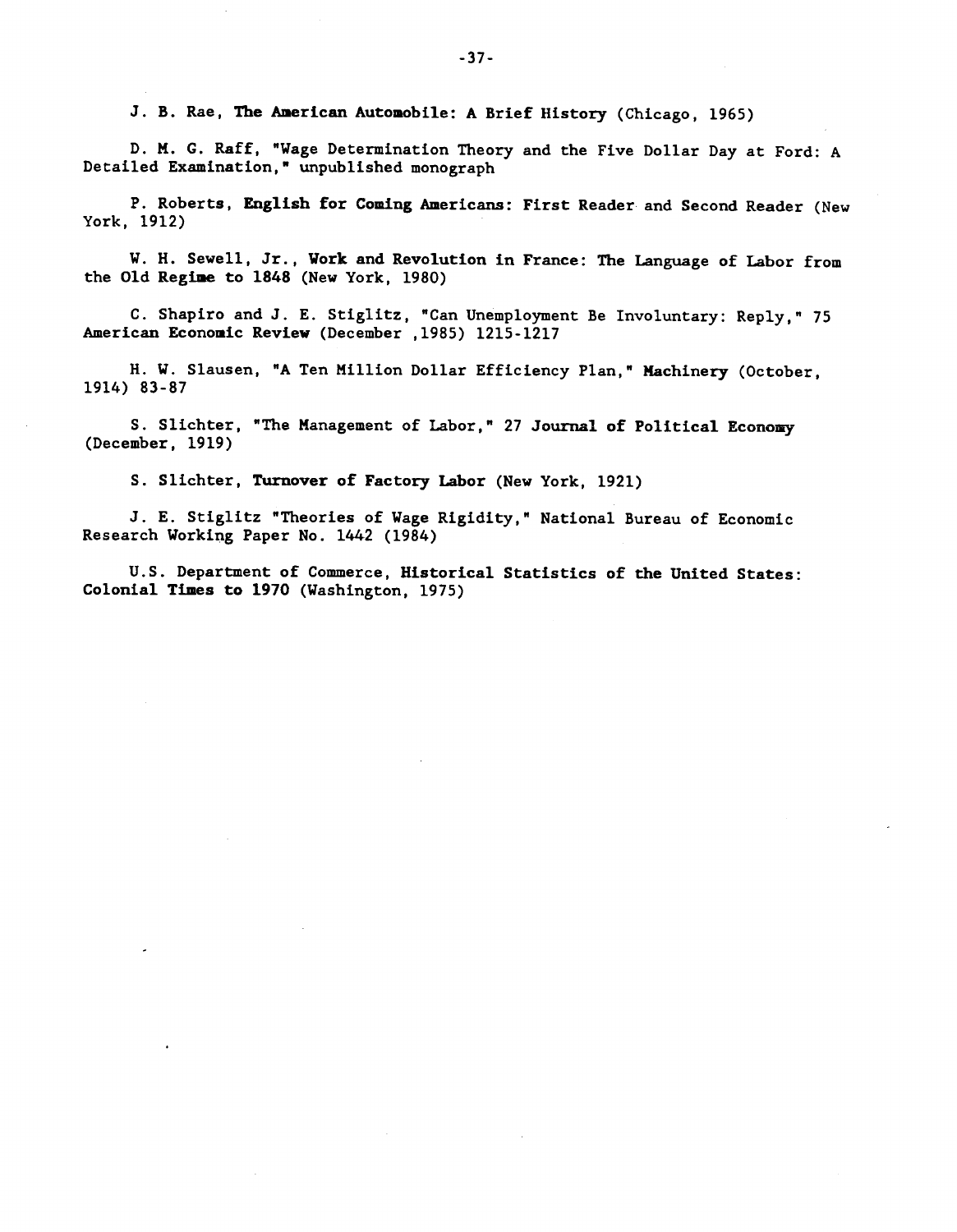J. B. Rae, **The American Automobile: A Brief History** (Chicago, 1965)

D. M. G. Raff, "Wage Determination Theory and the Five Dollar Day at Ford: A Detailed Examination," unpublished monograph

P. Roberts, **English for Coming Americans: First Reader** and **Second Reader** (New York, 1912)

W. H. Sewell, Jr., **Work and Revolution in France: The Language of Labor from the Old Regime to 1848** (New York, 1980)

C. Shapiro and J. E. Stiglitz, "Can Unemployment Be Involuntary: Reply," 75 **American Economic Review** (December ,1985) 1215-1217

H. W. Slausen, "A Ten Million Dollar Efficiency Plan," **Machinery** (October, 1914) 83-87

S. Slichter, "The Management of Labor," 27 **Journal of Political Economy** (December, 1919)

S. Slichter, **Turnover of Factory Labor** (New York, 1921)

J. E. Stiglitz "Theories of Wage Rigidity," National Bureau of Economic Research Working Paper No. 1442 (1984)

U.S. Department of Commerce, **Historical Statistics of the United States: Colonial Times to 1970** (Washington, 1975)